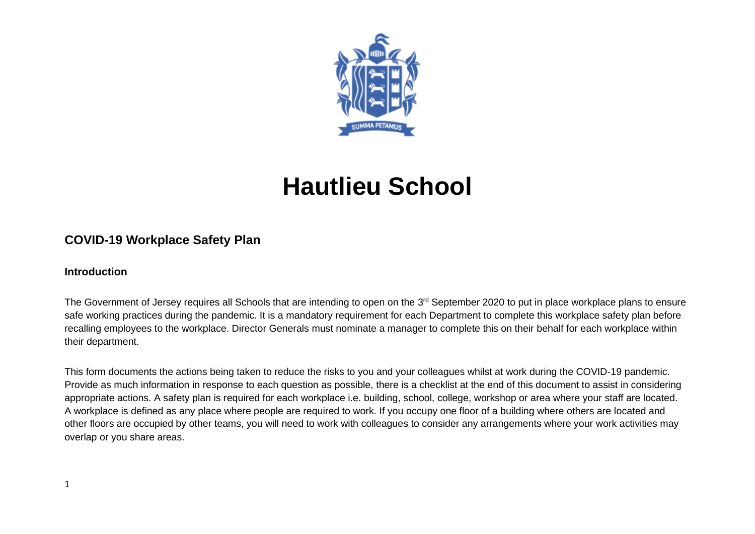# Hautlieu School

## COVID-19 Workplace Safety Plan

### Introduction

The Government of Jersey requires all Schools that are intending to open on the 3rd September 2020 to put in place workplace plans to ensure safe working practices during the pandemic. It is a mandatory requirement for each Department to complete this workplace safety plan before recalling employees to the workplace. Director Generals must nominate a manager to complete this on their behalf for each workplace within their department.

This form documents the actions being taken to reduce the risks to you and your colleagues whilst at work during the COVID-19 pandemic. Provide as much information in response to each question as possible, there is a checklist at the end of this document to assist in considering appropriate actions. A safety plan is required for each workplace i.e. building, school, college, workshop or area where your staff are located. A workplace is defined as any place where people are required to work. If you occupy one floor of a building where others are located and other floors are occupied by other teams, you will need to work with colleagues to consider any arrangements where your work activities may overlap or you share areas.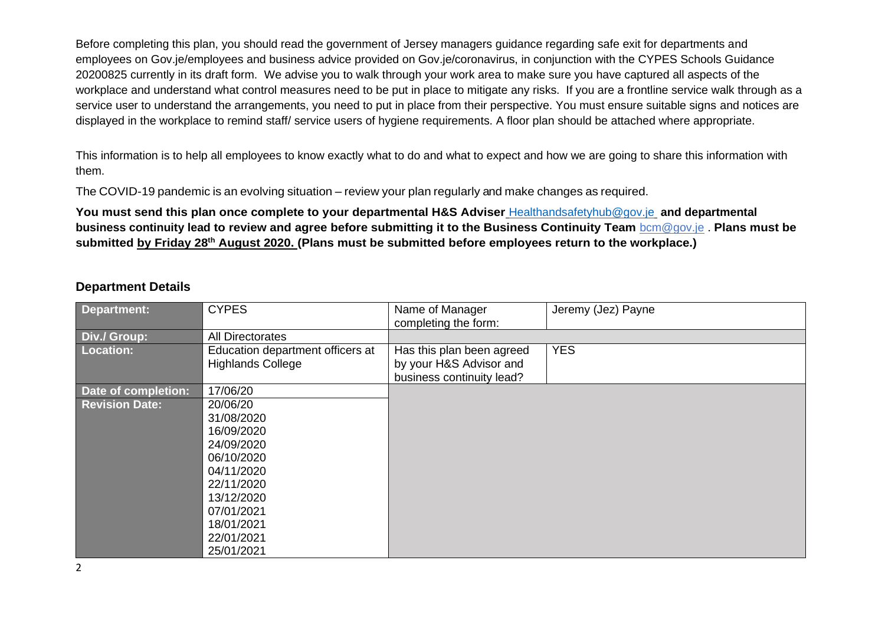Before completing this plan, you should read the government of Jersey managers guidance regarding safe exit for departments and employees on Gov.je/employees and business advice provided on Gov.je/coronavirus, in conjunction with the CYPES Schools Guidance 20200825 currently in its draft form. We advise you to walk through your work area to make sure you have captured all aspects of the workplace and understand what control measures need to be put in place to mitigate any risks. If you are a frontline service walk through as a service user to understand the arrangements, you need to put in place from their perspective. You must ensure suitable signs and notices are displayed in the workplace to remind staff/ service users of hygiene requirements. A floor plan should be attached where appropriate.

This information is to help all employees to know exactly what to do and what to expect and how we are going to share this information with them.

The COVID-19 pandemic is an evolving situation – review your plan regularly and make changes as required.

**You must send this plan once complete to your departmental H&S Adviser** Healthandsafetyhub@gov.je **and departmental business continuity lead to review and agree before submitting it to the Business Continuity Team** bcm@gov.je . **Plans must be submitted by Friday 28th August 2020. (Plans must be submitted before employees return to the workplace.)**

## Department Details

| Department: | CYPES | Name of Manager completing the form: | Jeremy (Jez) Payne |
|---|---|---|---|
| Div./ Group: | All Directorates | | |
| Location: | Education department officers at Highlands College | Has this plan been agreed by your H&S Advisor and business continuity lead? | YES |
| Date of completion: | 17/06/20 | | |
| Revision Date: | 20/06/20<br>31/08/2020<br>16/09/2020<br>24/09/2020<br>06/10/2020<br>04/11/2020<br>22/11/2020<br>13/12/2020<br>07/01/2021<br>18/01/2021<br>22/01/2021<br>25/01/2021 | | |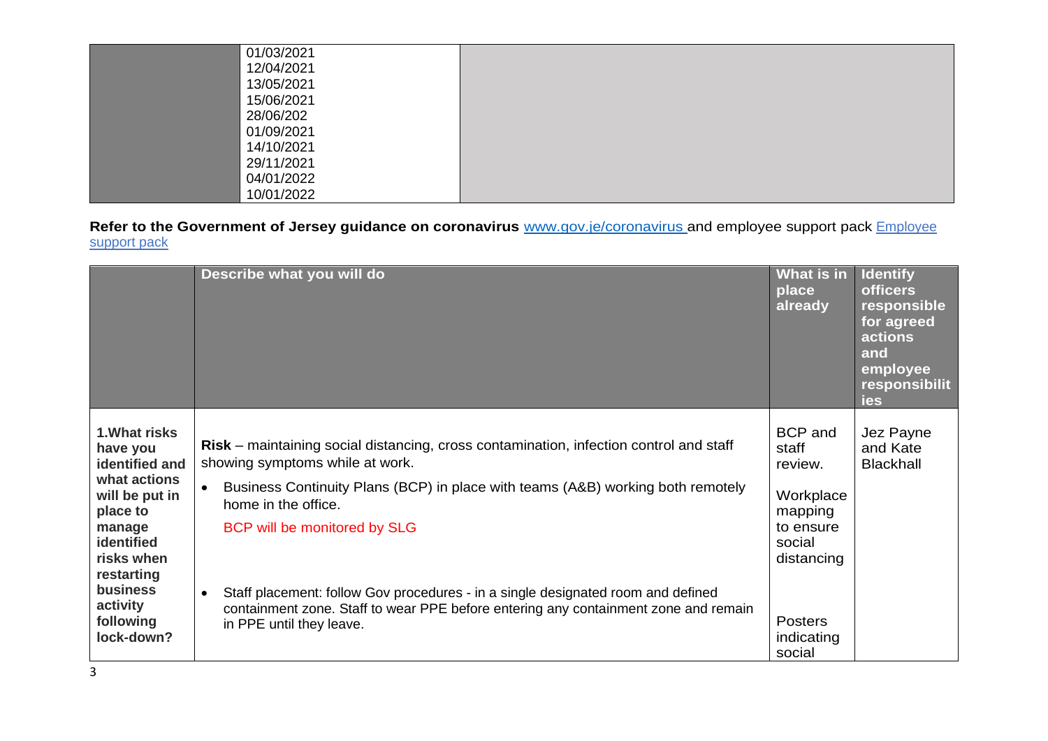|  | 01/03/2021<br>12/04/2021<br>13/05/2021<br>15/06/2021<br>28/06/202<br>01/09/2021<br>14/10/2021<br>29/11/2021<br>04/01/2022<br>10/01/2022 |  |
|---|---|---|

**Refer to the Government of Jersey guidance on coronavirus** [www.gov.je/coronavirus](www.gov.je/coronavirus) and employee support pack [Employee support pack]()

|  | Describe what you will do | What is in place already | Identify officers responsible for agreed actions and employee responsibilities |
|---|---|---|---|
| **1.What risks have you identified and what actions will be put in place to manage identified risks when restarting business activity following lock-down?** | **Risk** – maintaining social distancing, cross contamination, infection control and staff showing symptoms while at work.<br>• Business Continuity Plans (BCP) in place with teams (A&B) working both remotely home in the office.<br>BCP will be monitored by SLG<br>• Staff placement: follow Gov procedures - in a single designated room and defined containment zone. Staff to wear PPE before entering any containment zone and remain in PPE until they leave. | BCP and staff review.<br>Workplace mapping to ensure social distancing<br>Posters indicating social | Jez Payne and Kate Blackhall |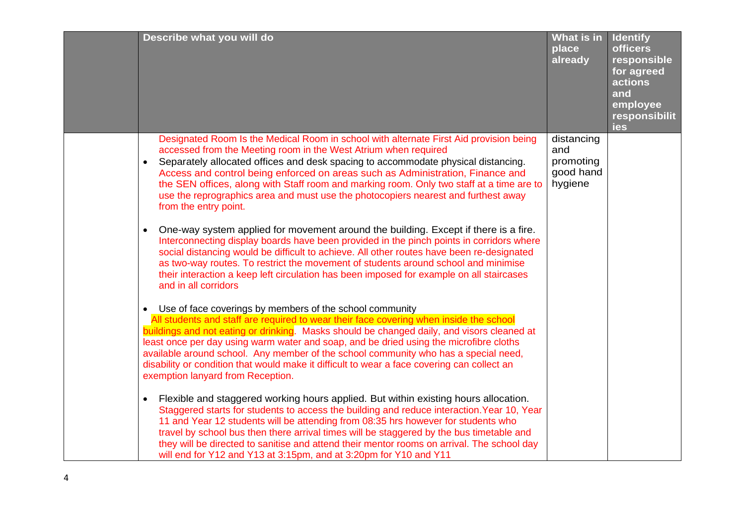| | Describe what you will do | What is in place already | Identify officers responsible for agreed actions and employee responsibilities |
|---|---|---|---|
| | Designated Room Is the Medical Room in school with alternate First Aid provision being accessed from the Meeting room in the West Atrium when required<br>• Separately allocated offices and desk spacing to accommodate physical distancing. Access and control being enforced on areas such as Administration, Finance and the SEN offices, along with Staff room and marking room. Only two staff at a time are to use the reprographics area and must use the photocopiers nearest and furthest away from the entry point.<br><br>• One-way system applied for movement around the building. Except if there is a fire. Interconnecting display boards have been provided in the pinch points in corridors where social distancing would be difficult to achieve. All other routes have been re-designated as two-way routes. To restrict the movement of students around school and minimise their interaction a keep left circulation has been imposed for example on all staircases and in all corridors<br><br>• Use of face coverings by members of the school community<br>All students and staff are required to wear their face covering when inside the school buildings and not eating or drinking. Masks should be changed daily, and visors cleaned at least once per day using warm water and soap, and be dried using the microfibre cloths available around school. Any member of the school community who has a special need, disability or condition that would make it difficult to wear a face covering can collect an exemption lanyard from Reception.<br><br>• Flexible and staggered working hours applied. But within existing hours allocation. Staggered starts for students to access the building and reduce interaction.Year 10, Year 11 and Year 12 students will be attending from 08:35 hrs however for students who travel by school bus then there arrival times will be staggered by the bus timetable and they will be directed to sanitise and attend their mentor rooms on arrival. The school day will end for Y12 and Y13 at 3:15pm, and at 3:20pm for Y10 and Y11 | distancing and promoting good hand hygiene | |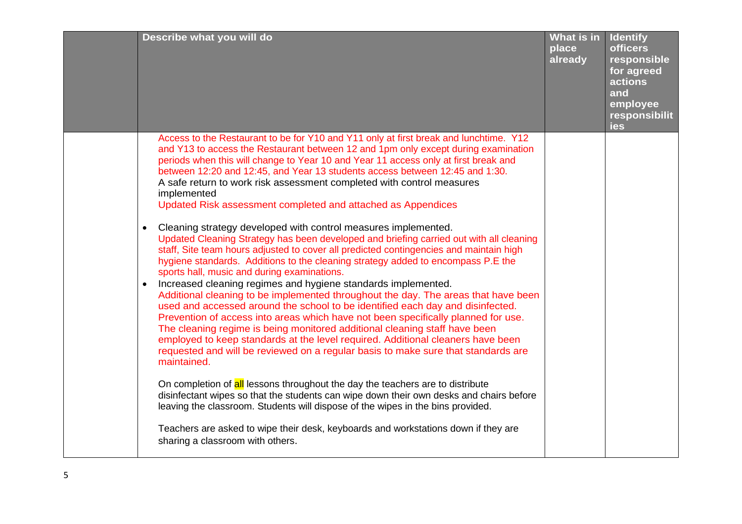| | Describe what you will do | What is in place already | Identify officers responsible for agreed actions and employee responsibilities |
|---|---|---|---|
| | Access to the Restaurant to be for Y10 and Y11 only at first break and lunchtime. Y12 and Y13 to access the Restaurant between 12 and 1pm only except during examination periods when this will change to Year 10 and Year 11 access only at first break and between 12:20 and 12:45, and Year 13 students access between 12:45 and 1:30.<br>A safe return to work risk assessment completed with control measures implemented<br>Updated Risk assessment completed and attached as Appendices<br><br>• Cleaning strategy developed with control measures implemented.<br>Updated Cleaning Strategy has been developed and briefing carried out with all cleaning staff, Site team hours adjusted to cover all predicted contingencies and maintain high hygiene standards. Additions to the cleaning strategy added to encompass P.E the sports hall, music and during examinations.<br>• Increased cleaning regimes and hygiene standards implemented.<br>Additional cleaning to be implemented throughout the day. The areas that have been used and accessed around the school to be identified each day and disinfected. Prevention of access into areas which have not been specifically planned for use. The cleaning regime is being monitored additional cleaning staff have been employed to keep standards at the level required. Additional cleaners have been requested and will be reviewed on a regular basis to make sure that standards are maintained.<br><br>On completion of all lessons throughout the day the teachers are to distribute disinfectant wipes so that the students can wipe down their own desks and chairs before leaving the classroom. Students will dispose of the wipes in the bins provided.<br><br>Teachers are asked to wipe their desk, keyboards and workstations down if they are sharing a classroom with others. | | |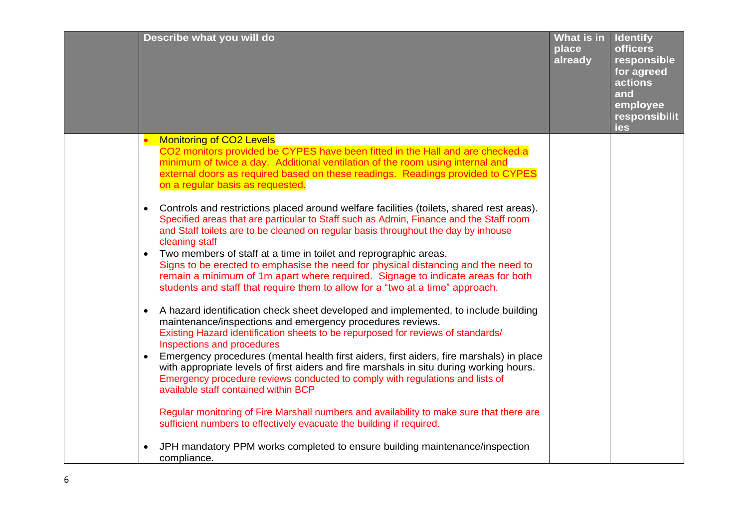| | Describe what you will do | What is in place already | Identify officers responsible for agreed actions and employee responsibilities |
|---|---|---|---|
| | • Monitoring of $CO_2$ Levels<br>$CO_2$ monitors provided be CYPES have been fitted in the Hall and are checked a minimum of twice a day. Additional ventilation of the room using internal and external doors as required based on these readings. Readings provided to CYPES on a regular basis as requested.<br><br>• Controls and restrictions placed around welfare facilities (toilets, shared rest areas).<br>Specified areas that are particular to Staff such as Admin, Finance and the Staff room and Staff toilets are to be cleaned on regular basis throughout the day by inhouse cleaning staff<br>• Two members of staff at a time in toilet and reprographic areas.<br>Signs to be erected to emphasise the need for physical distancing and the need to remain a minimum of 1m apart where required. Signage to indicate areas for both students and staff that require them to allow for a "two at a time" approach.<br><br>• A hazard identification check sheet developed and implemented, to include building maintenance/inspections and emergency procedures reviews.<br>Existing Hazard identification sheets to be repurposed for reviews of standards/ Inspections and procedures<br>• Emergency procedures (mental health first aiders, first aiders, fire marshals) in place with appropriate levels of first aiders and fire marshals in situ during working hours.<br>Emergency procedure reviews conducted to comply with regulations and lists of available staff contained within BCP<br><br>Regular monitoring of Fire Marshall numbers and availability to make sure that there are sufficient numbers to effectively evacuate the building if required.<br><br>• JPH mandatory PPM works completed to ensure building maintenance/inspection compliance. | | |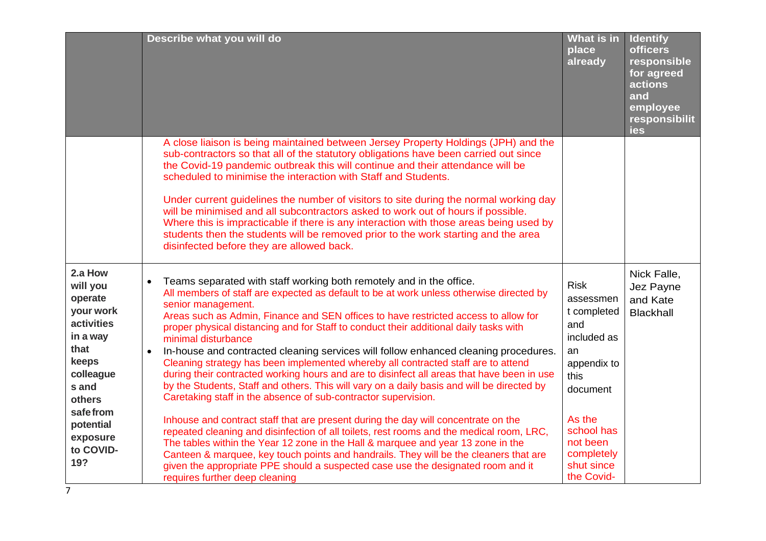| | Describe what you will do | What is in place already | Identify officers responsible for agreed actions and employee responsibilities |
|---|---|---|---|
| | A close liaison is being maintained between Jersey Property Holdings (JPH) and the sub-contractors so that all of the statutory obligations have been carried out since the Covid-19 pandemic outbreak this will continue and their attendance will be scheduled to minimise the interaction with Staff and Students.<br><br>Under current guidelines the number of visitors to site during the normal working day will be minimised and all subcontractors asked to work out of hours if possible. Where this is impracticable if there is any interaction with those areas being used by students then the students will be removed prior to the work starting and the area disinfected before they are allowed back. | | |
| **2.a How will you operate your work activities in a way that keeps colleagues and others safe from potential exposure to COVID-19?** | • Teams separated with staff working both remotely and in the office.<br>All members of staff are expected as default to be at work unless otherwise directed by senior management.<br>Areas such as Admin, Finance and SEN offices to have restricted access to allow for proper physical distancing and for Staff to conduct their additional daily tasks with minimal disturbance<br>• In-house and contracted cleaning services will follow enhanced cleaning procedures.<br>Cleaning strategy has been implemented whereby all contracted staff are to attend during their contracted working hours and are to disinfect all areas that have been in use by the Students, Staff and others. This will vary on a daily basis and will be directed by Caretaking staff in the absence of sub-contractor supervision.<br><br>Inhouse and contract staff that are present during the day will concentrate on the repeated cleaning and disinfection of all toilets, rest rooms and the medical room, LRC, The tables within the Year 12 zone in the Hall & marquee and year 13 zone in the Canteen & marquee, key touch points and handrails. They will be the cleaners that are given the appropriate PPE should a suspected case use the designated room and it requires further deep cleaning | Risk assessment completed and included as an appendix to this document<br><br>As the school has not been completely shut since the Covid- | Nick Falle, Jez Payne and Kate Blackhall |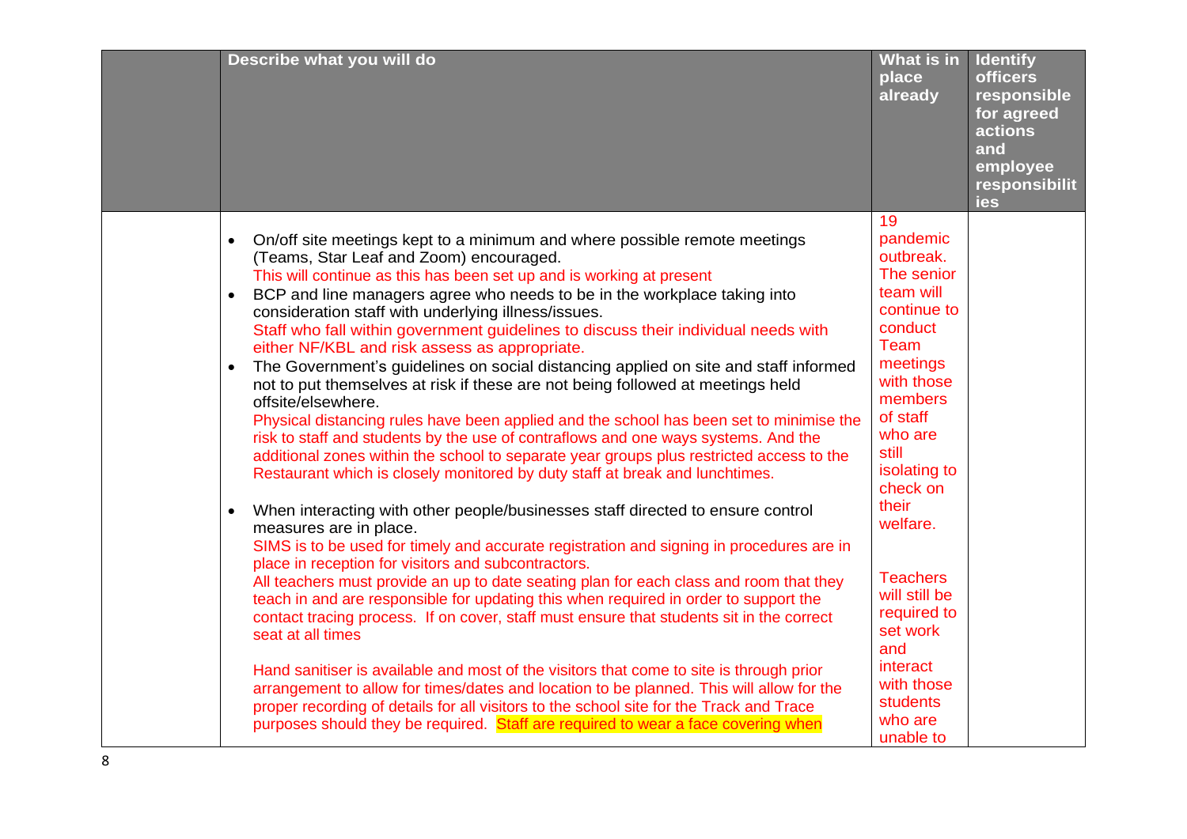| | Describe what you will do | What is in place already | Identify officers responsible for agreed actions and employee responsibilities |
|---|---|---|---|
| | • On/off site meetings kept to a minimum and where possible remote meetings (Teams, Star Leaf and Zoom) encouraged.<br>This will continue as this has been set up and is working at present<br>• BCP and line managers agree who needs to be in the workplace taking into consideration staff with underlying illness/issues.<br>Staff who fall within government guidelines to discuss their individual needs with either NF/KBL and risk assess as appropriate.<br>• The Government's guidelines on social distancing applied on site and staff informed not to put themselves at risk if these are not being followed at meetings held offsite/elsewhere.<br>Physical distancing rules have been applied and the school has been set to minimise the risk to staff and students by the use of contraflows and one ways systems. And the additional zones within the school to separate year groups plus restricted access to the Restaurant which is closely monitored by duty staff at break and lunchtimes.<br>• When interacting with other people/businesses staff directed to ensure control measures are in place.<br>SIMS is to be used for timely and accurate registration and signing in procedures are in place in reception for visitors and subcontractors.<br>All teachers must provide an up to date seating plan for each class and room that they teach in and are responsible for updating this when required in order to support the contact tracing process. If on cover, staff must ensure that students sit in the correct seat at all times<br><br>Hand sanitiser is available and most of the visitors that come to site is through prior arrangement to allow for times/dates and location to be planned. This will allow for the proper recording of details for all visitors to the school site for the Track and Trace purposes should they be required. Staff are required to wear a face covering when | 19 pandemic outbreak. The senior team will continue to conduct Team meetings with those members of staff who are still isolating to check on their welfare.<br><br>Teachers will still be required to set work and interact with those students who are unable to | |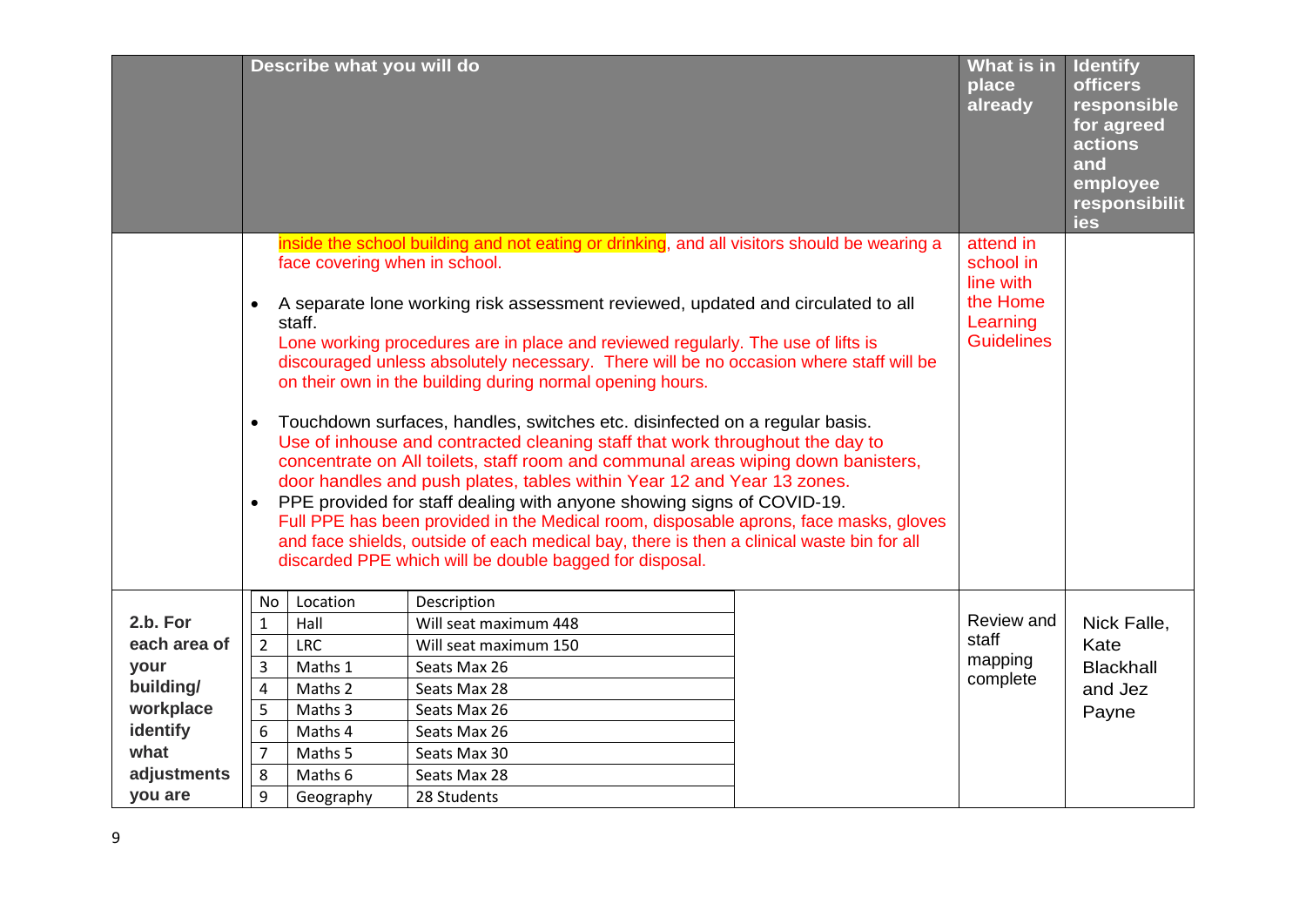| | Describe what you will do | What is in place already | Identify officers responsible for agreed actions and employee responsibilities |
|---|---|---|---|
| | inside the school building and not eating or drinking, and all visitors should be wearing a face covering when in school.<br><br>• A separate lone working risk assessment reviewed, updated and circulated to all staff.<br>Lone working procedures are in place and reviewed regularly. The use of lifts is discouraged unless absolutely necessary. There will be no occasion where staff will be on their own in the building during normal opening hours.<br><br>• Touchdown surfaces, handles, switches etc. disinfected on a regular basis.<br>Use of inhouse and contracted cleaning staff that work throughout the day to concentrate on All toilets, staff room and communal areas wiping down banisters, door handles and push plates, tables within Year 12 and Year 13 zones.<br>• PPE provided for staff dealing with anyone showing signs of COVID-19.<br>Full PPE has been provided in the Medical room, disposable aprons, face masks, gloves and face shields, outside of each medical bay, there is then a clinical waste bin for all discarded PPE which will be double bagged for disposal. | attend in school in line with the Home Learning Guidelines | |
| **2.b. For each area of your building/ workplace identify what adjustments you are** | No / Location / Description:<br>1 / Hall / Will seat maximum 448<br>2 / LRC / Will seat maximum 150<br>3 / Maths 1 / Seats Max 26<br>4 / Maths 2 / Seats Max 28<br>5 / Maths 3 / Seats Max 26<br>6 / Maths 4 / Seats Max 26<br>7 / Maths 5 / Seats Max 30<br>8 / Maths 6 / Seats Max 28<br>9 / Geography / 28 Students | Review and staff mapping complete | Nick Falle, Kate Blackhall and Jez Payne |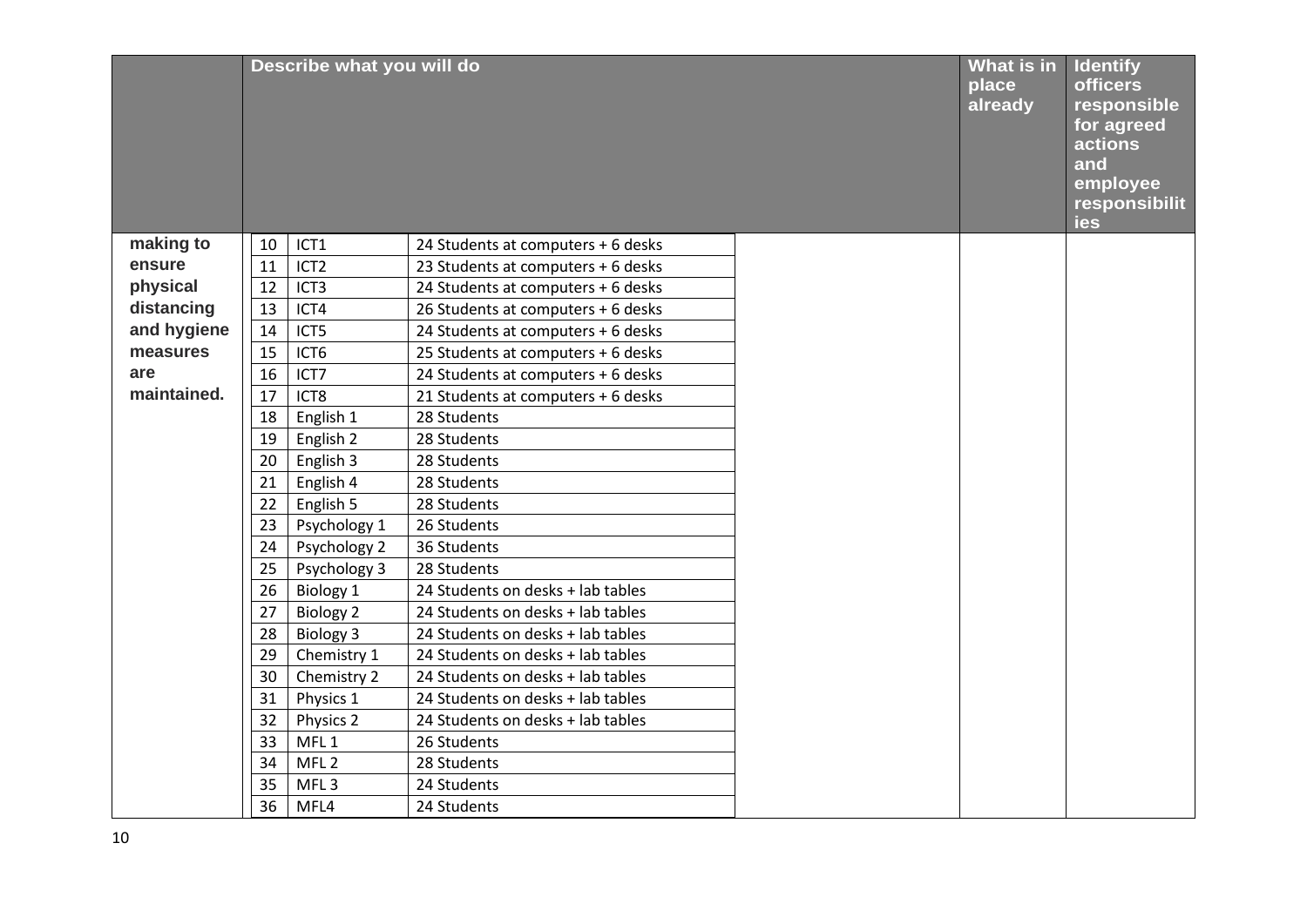| | Describe what you will do | What is in place already | Identify officers responsible for agreed actions and employee responsibilities |
|---|---|---|---|
| making to ensure physical distancing and hygiene measures are maintained. | | | |

| | | |
|---|---|---|
| 10 | ICT1 | 24 Students at computers + 6 desks |
| 11 | ICT2 | 23 Students at computers + 6 desks |
| 12 | ICT3 | 24 Students at computers + 6 desks |
| 13 | ICT4 | 26 Students at computers + 6 desks |
| 14 | ICT5 | 24 Students at computers + 6 desks |
| 15 | ICT6 | 25 Students at computers + 6 desks |
| 16 | ICT7 | 24 Students at computers + 6 desks |
| 17 | ICT8 | 21 Students at computers + 6 desks |
| 18 | English 1 | 28 Students |
| 19 | English 2 | 28 Students |
| 20 | English 3 | 28 Students |
| 21 | English 4 | 28 Students |
| 22 | English 5 | 28 Students |
| 23 | Psychology 1 | 26 Students |
| 24 | Psychology 2 | 36 Students |
| 25 | Psychology 3 | 28 Students |
| 26 | Biology 1 | 24 Students on desks + lab tables |
| 27 | Biology 2 | 24 Students on desks + lab tables |
| 28 | Biology 3 | 24 Students on desks + lab tables |
| 29 | Chemistry 1 | 24 Students on desks + lab tables |
| 30 | Chemistry 2 | 24 Students on desks + lab tables |
| 31 | Physics 1 | 24 Students on desks + lab tables |
| 32 | Physics 2 | 24 Students on desks + lab tables |
| 33 | MFL 1 | 26 Students |
| 34 | MFL 2 | 28 Students |
| 35 | MFL 3 | 24 Students |
| 36 | MFL4 | 24 Students |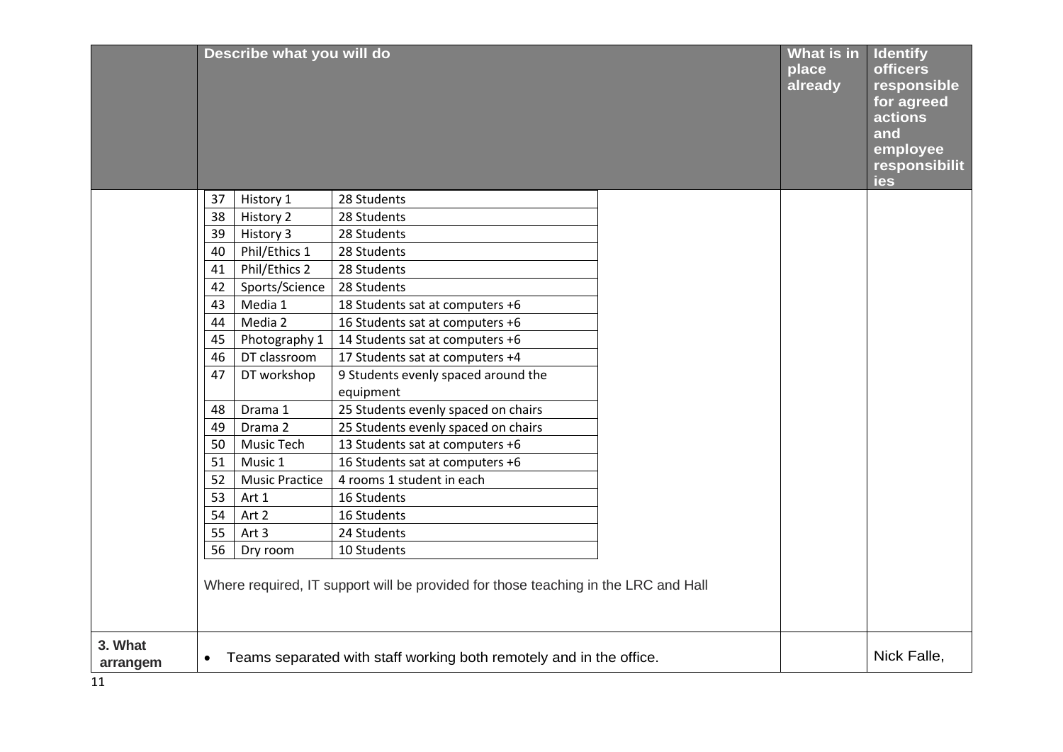| | Describe what you will do | What is in place already | Identify officers responsible for agreed actions and employee responsibilities |
|---|---|---|---|
| | | | |

| | | |
|---|---|---|
| 37 | History 1 | 28 Students |
| 38 | History 2 | 28 Students |
| 39 | History 3 | 28 Students |
| 40 | Phil/Ethics 1 | 28 Students |
| 41 | Phil/Ethics 2 | 28 Students |
| 42 | Sports/Science | 28 Students |
| 43 | Media 1 | 18 Students sat at computers +6 |
| 44 | Media 2 | 16 Students sat at computers +6 |
| 45 | Photography 1 | 14 Students sat at computers +6 |
| 46 | DT classroom | 17 Students sat at computers +4 |
| 47 | DT workshop | 9 Students evenly spaced around the equipment |
| 48 | Drama 1 | 25 Students evenly spaced on chairs |
| 49 | Drama 2 | 25 Students evenly spaced on chairs |
| 50 | Music Tech | 13 Students sat at computers +6 |
| 51 | Music 1 | 16 Students sat at computers +6 |
| 52 | Music Practice | 4 rooms 1 student in each |
| 53 | Art 1 | 16 Students |
| 54 | Art 2 | 16 Students |
| 55 | Art 3 | 24 Students |
| 56 | Dry room | 10 Students |

Where required, IT support will be provided for those teaching in the LRC and Hall

| | Describe what you will do | What is in place already | Identify officers responsible for agreed actions and employee responsibilities |
|---|---|---|---|
| **3. What arrangem** | • Teams separated with staff working both remotely and in the office. | | Nick Falle, |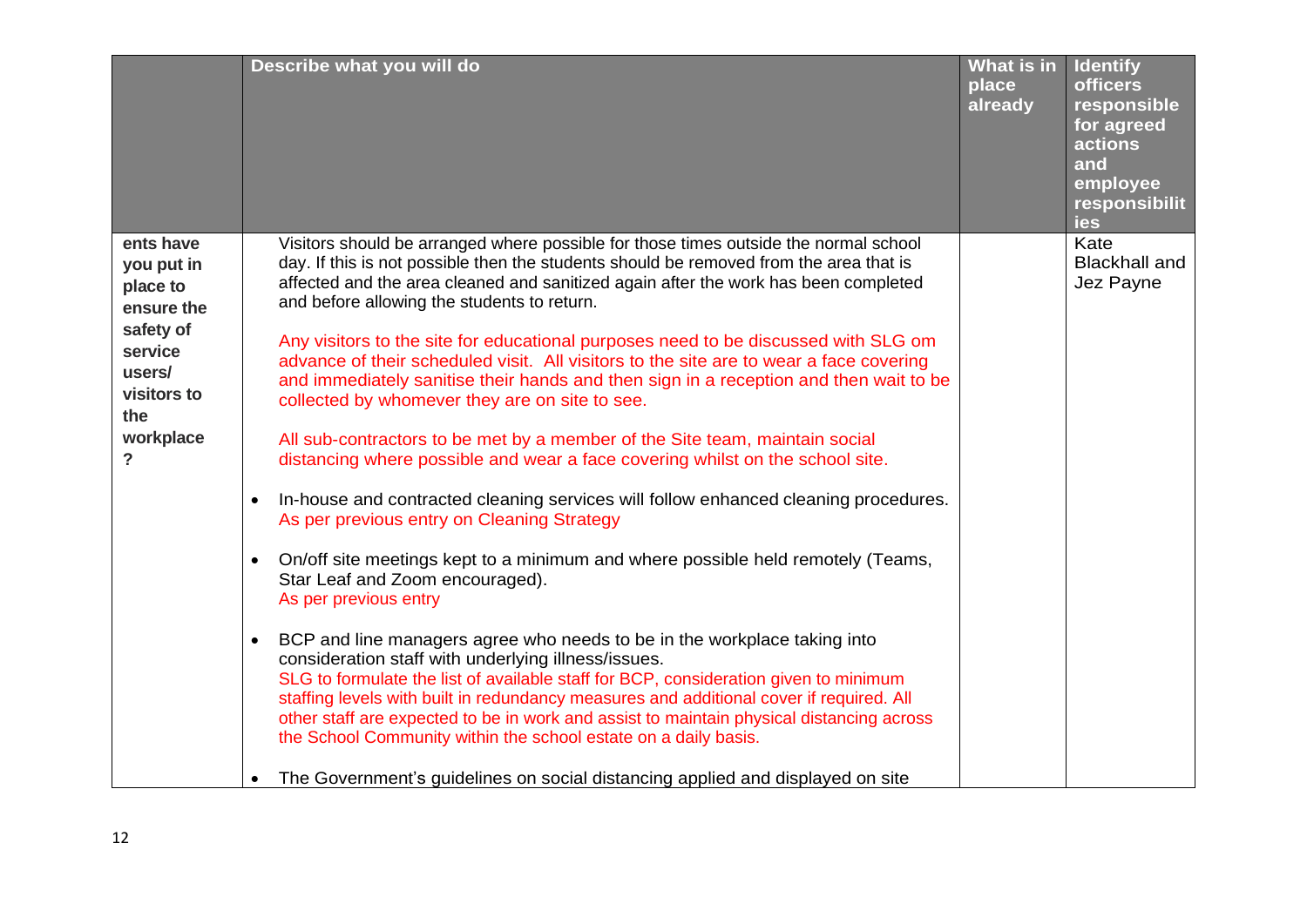| | Describe what you will do | What is in place already | Identify officers responsible for agreed actions and employee responsibilities |
|---|---|---|---|
| ents have you put in place to ensure the safety of service users/ visitors to the workplace ? | Visitors should be arranged where possible for those times outside the normal school day. If this is not possible then the students should be removed from the area that is affected and the area cleaned and sanitized again after the work has been completed and before allowing the students to return.<br><br>Any visitors to the site for educational purposes need to be discussed with SLG om advance of their scheduled visit. All visitors to the site are to wear a face covering and immediately sanitise their hands and then sign in a reception and then wait to be collected by whomever they are on site to see.<br><br>All sub-contractors to be met by a member of the Site team, maintain social distancing where possible and wear a face covering whilst on the school site.<br><br>• In-house and contracted cleaning services will follow enhanced cleaning procedures. As per previous entry on Cleaning Strategy<br><br>• On/off site meetings kept to a minimum and where possible held remotely (Teams, Star Leaf and Zoom encouraged). As per previous entry<br><br>• BCP and line managers agree who needs to be in the workplace taking into consideration staff with underlying illness/issues. SLG to formulate the list of available staff for BCP, consideration given to minimum staffing levels with built in redundancy measures and additional cover if required. All other staff are expected to be in work and assist to maintain physical distancing across the School Community within the school estate on a daily basis.<br><br>• The Government's guidelines on social distancing applied and displayed on site | | Kate Blackhall and Jez Payne |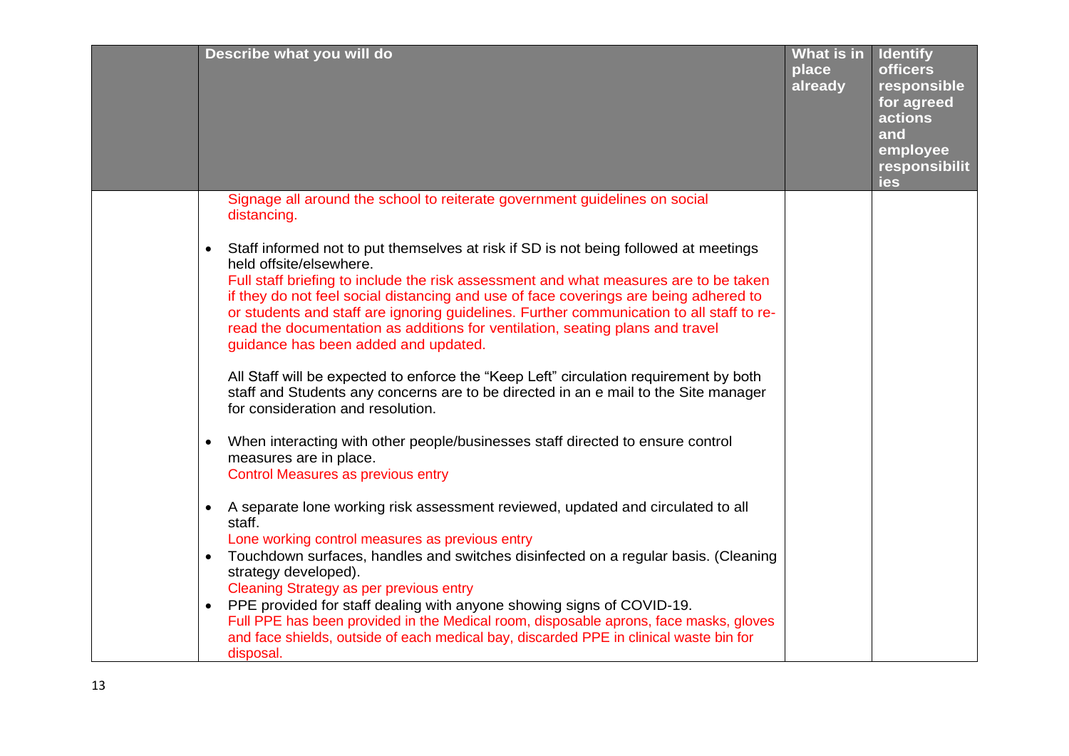| | Describe what you will do | What is in place already | Identify officers responsible for agreed actions and employee responsibilities |
|---|---|---|---|
| | Signage all around the school to reiterate government guidelines on social distancing.<br><br>• Staff informed not to put themselves at risk if SD is not being followed at meetings held offsite/elsewhere.<br>Full staff briefing to include the risk assessment and what measures are to be taken if they do not feel social distancing and use of face coverings are being adhered to or students and staff are ignoring guidelines. Further communication to all staff to re-read the documentation as additions for ventilation, seating plans and travel guidance has been added and updated.<br><br>All Staff will be expected to enforce the "Keep Left" circulation requirement by both staff and Students any concerns are to be directed in an e mail to the Site manager for consideration and resolution.<br><br>• When interacting with other people/businesses staff directed to ensure control measures are in place.<br>Control Measures as previous entry<br><br>• A separate lone working risk assessment reviewed, updated and circulated to all staff.<br>Lone working control measures as previous entry<br>• Touchdown surfaces, handles and switches disinfected on a regular basis. (Cleaning strategy developed).<br>Cleaning Strategy as per previous entry<br>• PPE provided for staff dealing with anyone showing signs of COVID-19.<br>Full PPE has been provided in the Medical room, disposable aprons, face masks, gloves and face shields, outside of each medical bay, discarded PPE in clinical waste bin for disposal. | | |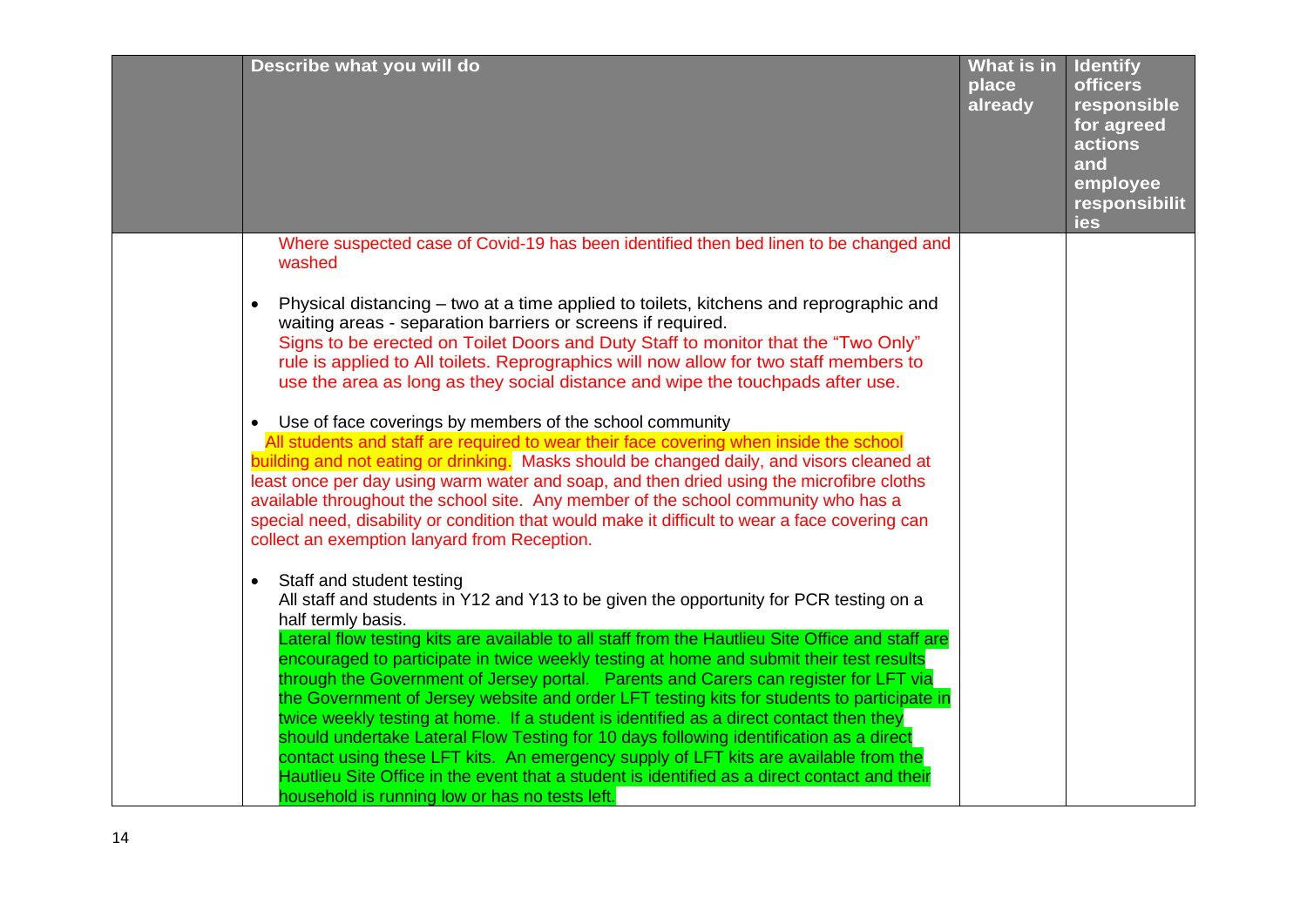| | Describe what you will do | What is in place already | Identify officers responsible for agreed actions and employee responsibilities |
|---|---|---|---|
| | Where suspected case of Covid-19 has been identified then bed linen to be changed and washed<br><br>• Physical distancing – two at a time applied to toilets, kitchens and reprographic and waiting areas - separation barriers or screens if required.<br>Signs to be erected on Toilet Doors and Duty Staff to monitor that the "Two Only" rule is applied to All toilets. Reprographics will now allow for two staff members to use the area as long as they social distance and wipe the touchpads after use.<br><br>• Use of face coverings by members of the school community<br>All students and staff are required to wear their face covering when inside the school building and not eating or drinking. Masks should be changed daily, and visors cleaned at least once per day using warm water and soap, and then dried using the microfibre cloths available throughout the school site. Any member of the school community who has a special need, disability or condition that would make it difficult to wear a face covering can collect an exemption lanyard from Reception.<br><br>• Staff and student testing<br>All staff and students in Y12 and Y13 to be given the opportunity for PCR testing on a half termly basis.<br>Lateral flow testing kits are available to all staff from the Hautlieu Site Office and staff are encouraged to participate in twice weekly testing at home and submit their test results through the Government of Jersey portal. Parents and Carers can register for LFT via the Government of Jersey website and order LFT testing kits for students to participate in twice weekly testing at home. If a student is identified as a direct contact then they should undertake Lateral Flow Testing for 10 days following identification as a direct contact using these LFT kits. An emergency supply of LFT kits are available from the Hautlieu Site Office in the event that a student is identified as a direct contact and their household is running low or has no tests left. | | |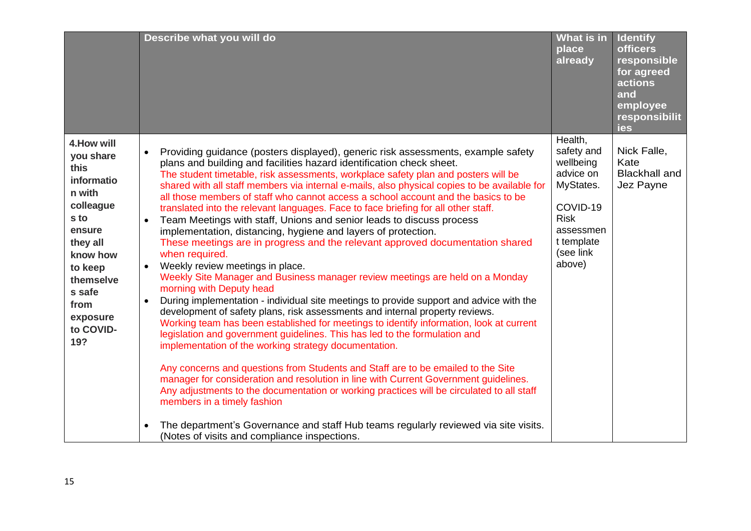| | Describe what you will do | What is in place already | Identify officers responsible for agreed actions and employee responsibilities |
|---|---|---|---|
| **4.How will you share this information with colleagues to ensure they all know how to keep themselves safe from exposure to COVID-19?** | • Providing guidance (posters displayed), generic risk assessments, example safety plans and building and facilities hazard identification check sheet.<br>The student timetable, risk assessments, workplace safety plan and posters will be shared with all staff members via internal e-mails, also physical copies to be available for all those members of staff who cannot access a school account and the basics to be translated into the relevant languages. Face to face briefing for all other staff.<br>• Team Meetings with staff, Unions and senior leads to discuss process implementation, distancing, hygiene and layers of protection.<br>These meetings are in progress and the relevant approved documentation shared when required.<br>• Weekly review meetings in place.<br>Weekly Site Manager and Business manager review meetings are held on a Monday morning with Deputy head<br>• During implementation - individual site meetings to provide support and advice with the development of safety plans, risk assessments and internal property reviews.<br>Working team has been established for meetings to identify information, look at current legislation and government guidelines. This has led to the formulation and implementation of the working strategy documentation.<br><br>Any concerns and questions from Students and Staff are to be emailed to the Site manager for consideration and resolution in line with Current Government guidelines. Any adjustments to the documentation or working practices will be circulated to all staff members in a timely fashion<br><br>• The department's Governance and staff Hub teams regularly reviewed via site visits. (Notes of visits and compliance inspections. | Health, safety and wellbeing advice on MyStates.<br><br>COVID-19 Risk assessment template (see link above) | Nick Falle, Kate Blackhall and Jez Payne |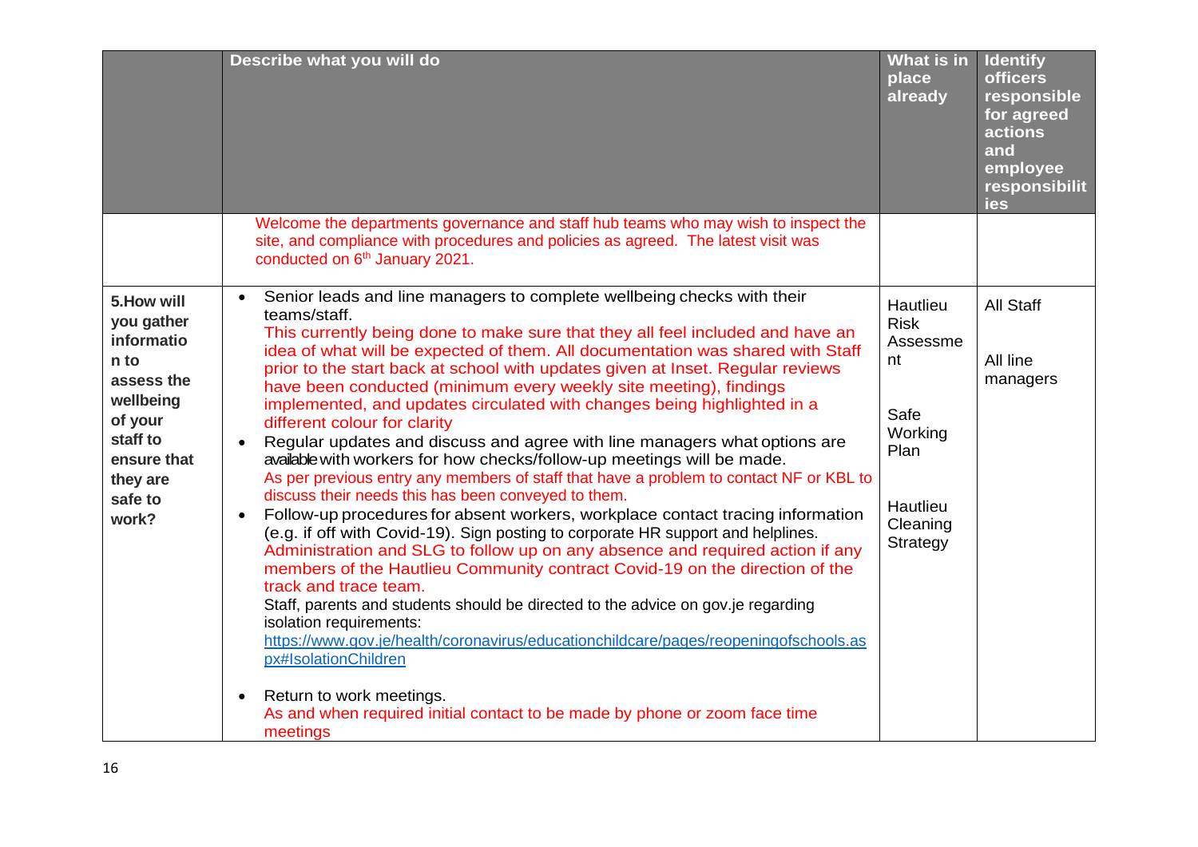| | Describe what you will do | What is in place already | Identify officers responsible for agreed actions and employee responsibilities |
|---|---|---|---|
| | Welcome the departments governance and staff hub teams who may wish to inspect the site, and compliance with procedures and policies as agreed. The latest visit was conducted on 6th January 2021. | | |
| **5.How will you gather information to assess the wellbeing of your staff to ensure that they are safe to work?** | • Senior leads and line managers to complete wellbeing checks with their teams/staff.<br>This currently being done to make sure that they all feel included and have an idea of what will be expected of them. All documentation was shared with Staff prior to the start back at school with updates given at Inset. Regular reviews have been conducted (minimum every weekly site meeting), findings implemented, and updates circulated with changes being highlighted in a different colour for clarity<br>• Regular updates and discuss and agree with line managers what options are available with workers for how checks/follow-up meetings will be made.<br>As per previous entry any members of staff that have a problem to contact NF or KBL to discuss their needs this has been conveyed to them.<br>• Follow-up procedures for absent workers, workplace contact tracing information (e.g. if off with Covid-19). Sign posting to corporate HR support and helplines.<br>Administration and SLG to follow up on any absence and required action if any members of the Hautlieu Community contract Covid-19 on the direction of the track and trace team.<br>Staff, parents and students should be directed to the advice on gov.je regarding isolation requirements:<br>https://www.gov.je/health/coronavirus/educationchildcare/pages/reopeningofschools.aspx#IsolationChildren<br>• Return to work meetings.<br>As and when required initial contact to be made by phone or zoom face time meetings | Hautlieu Risk Assessment<br><br>Safe Working Plan<br><br>Hautlieu Cleaning Strategy | All Staff<br><br>All line managers |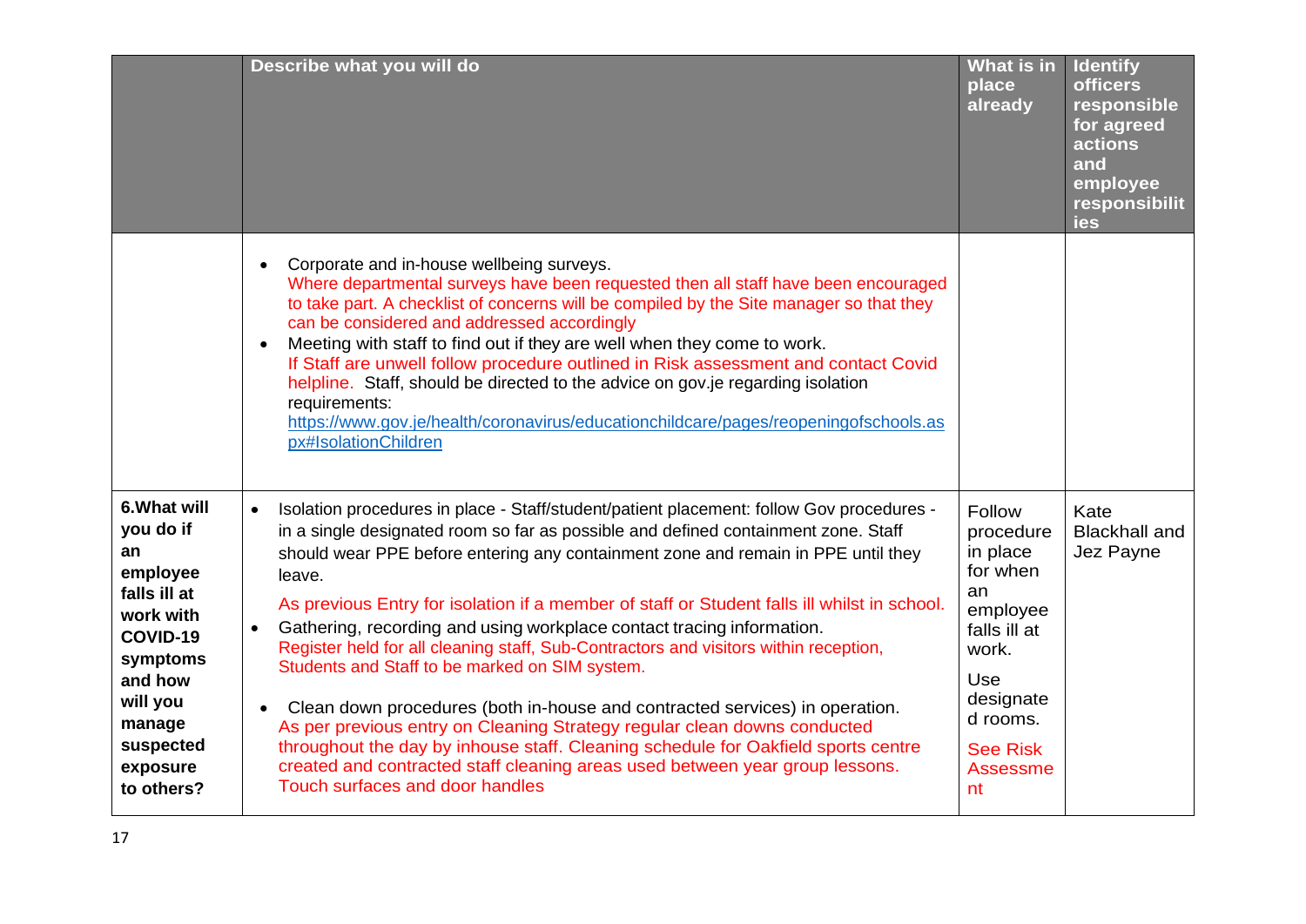| | Describe what you will do | What is in place already | Identify officers responsible for agreed actions and employee responsibilities |
|---|---|---|---|
| | • Corporate and in-house wellbeing surveys.<br>Where departmental surveys have been requested then all staff have been encouraged to take part. A checklist of concerns will be compiled by the Site manager so that they can be considered and addressed accordingly<br>• Meeting with staff to find out if they are well when they come to work.<br>If Staff are unwell follow procedure outlined in Risk assessment and contact Covid helpline. Staff, should be directed to the advice on gov.je regarding isolation requirements:<br>[https://www.gov.je/health/coronavirus/educationchildcare/pages/reopeningofschools.aspx#IsolationChildren](https://www.gov.je/health/coronavirus/educationchildcare/pages/reopeningofschools.aspx#IsolationChildren) | | |
| **6.What will you do if an employee falls ill at work with COVID-19 symptoms and how will you manage suspected exposure to others?** | • Isolation procedures in place - Staff/student/patient placement: follow Gov procedures - in a single designated room so far as possible and defined containment zone. Staff should wear PPE before entering any containment zone and remain in PPE until they leave.<br>As previous Entry for isolation if a member of staff or Student falls ill whilst in school.<br>• Gathering, recording and using workplace contact tracing information.<br>Register held for all cleaning staff, Sub-Contractors and visitors within reception, Students and Staff to be marked on SIM system.<br>• Clean down procedures (both in-house and contracted services) in operation.<br>As per previous entry on Cleaning Strategy regular clean downs conducted throughout the day by inhouse staff. Cleaning schedule for Oakfield sports centre created and contracted staff cleaning areas used between year group lessons. Touch surfaces and door handles | Follow procedure in place for when an employee falls ill at work.<br>Use designated rooms.<br>See Risk Assessment | Kate Blackhall and Jez Payne |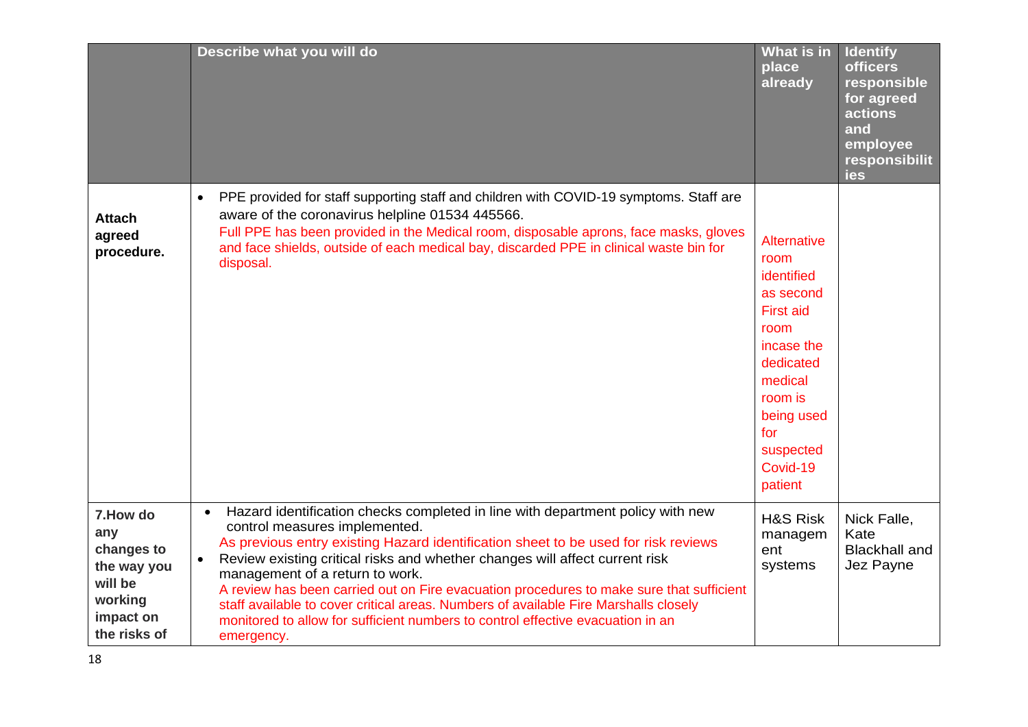| | Describe what you will do | What is in place already | Identify officers responsible for agreed actions and employee responsibilities |
|---|---|---|---|
| **Attach agreed procedure.** | • PPE provided for staff supporting staff and children with COVID-19 symptoms. Staff are aware of the coronavirus helpline 01534 445566.<br>Full PPE has been provided in the Medical room, disposable aprons, face masks, gloves and face shields, outside of each medical bay, discarded PPE in clinical waste bin for disposal. | Alternative room identified as second First aid room incase the dedicated medical room is being used for suspected Covid-19 patient | |
| **7.How do any changes to the way you will be working impact on the risks of** | • Hazard identification checks completed in line with department policy with new control measures implemented.<br>As previous entry existing Hazard identification sheet to be used for risk reviews<br>• Review existing critical risks and whether changes will affect current risk management of a return to work.<br>A review has been carried out on Fire evacuation procedures to make sure that sufficient staff available to cover critical areas. Numbers of available Fire Marshalls closely monitored to allow for sufficient numbers to control effective evacuation in an emergency. | H&S Risk management systems | Nick Falle, Kate Blackhall and Jez Payne |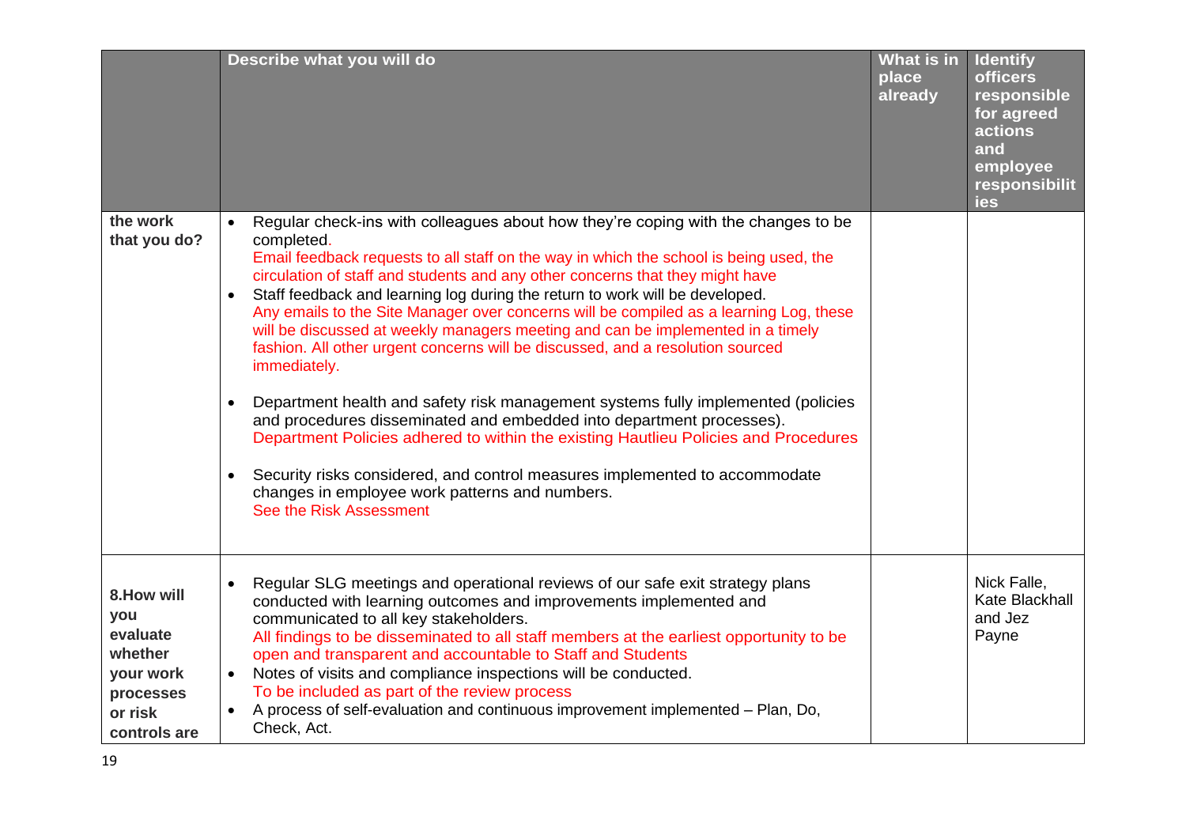|  | Describe what you will do | What is in place already | Identify officers responsible for agreed actions and employee responsibilities |
|---|---|---|---|
| the work that you do? | • Regular check-ins with colleagues about how they're coping with the changes to be completed.<br>Email feedback requests to all staff on the way in which the school is being used, the circulation of staff and students and any other concerns that they might have<br>• Staff feedback and learning log during the return to work will be developed.<br>Any emails to the Site Manager over concerns will be compiled as a learning Log, these will be discussed at weekly managers meeting and can be implemented in a timely fashion. All other urgent concerns will be discussed, and a resolution sourced immediately.<br>• Department health and safety risk management systems fully implemented (policies and procedures disseminated and embedded into department processes).<br>Department Policies adhered to within the existing Hautlieu Policies and Procedures<br>• Security risks considered, and control measures implemented to accommodate changes in employee work patterns and numbers.<br>See the Risk Assessment |  |  |
| 8.How will you evaluate whether your work processes or risk controls are | • Regular SLG meetings and operational reviews of our safe exit strategy plans conducted with learning outcomes and improvements implemented and communicated to all key stakeholders.<br>All findings to be disseminated to all staff members at the earliest opportunity to be open and transparent and accountable to Staff and Students<br>• Notes of visits and compliance inspections will be conducted.<br>To be included as part of the review process<br>• A process of self-evaluation and continuous improvement implemented – Plan, Do, Check, Act. |  | Nick Falle, Kate Blackhall and Jez Payne |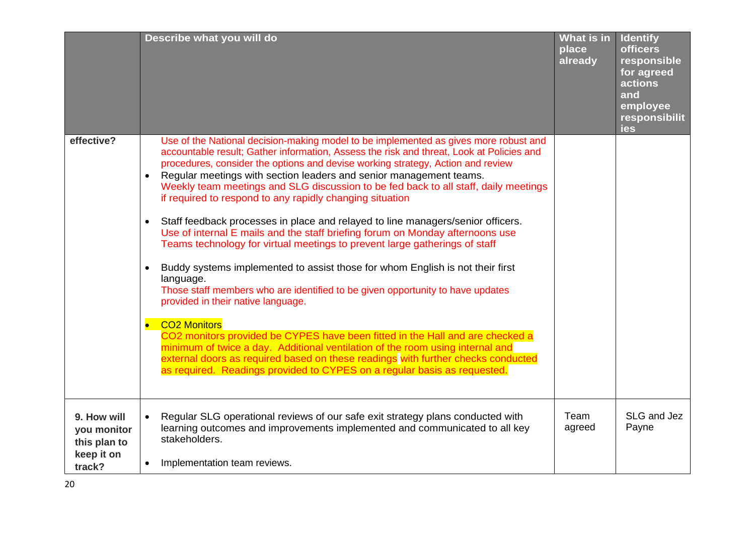| | Describe what you will do | What is in place already | Identify officers responsible for agreed actions and employee responsibilities |
|---|---|---|---|
| effective? | Use of the National decision-making model to be implemented as gives more robust and accountable result; Gather information, Assess the risk and threat, Look at Policies and procedures, consider the options and devise working strategy, Action and review<br>• Regular meetings with section leaders and senior management teams.<br>Weekly team meetings and SLG discussion to be fed back to all staff, daily meetings if required to respond to any rapidly changing situation<br><br>• Staff feedback processes in place and relayed to line managers/senior officers.<br>Use of internal E mails and the staff briefing forum on Monday afternoons use Teams technology for virtual meetings to prevent large gatherings of staff<br><br>• Buddy systems implemented to assist those for whom English is not their first language.<br>Those staff members who are identified to be given opportunity to have updates provided in their native language.<br><br>• $CO_2$ Monitors<br>$CO_2$ monitors provided be CYPES have been fitted in the Hall and are checked a minimum of twice a day. Additional ventilation of the room using internal and external doors as required based on these readings with further checks conducted as required. Readings provided to CYPES on a regular basis as requested. | | |
| 9. How will you monitor this plan to keep it on track? | • Regular SLG operational reviews of our safe exit strategy plans conducted with learning outcomes and improvements implemented and communicated to all key stakeholders.<br><br>• Implementation team reviews. | Team agreed | SLG and Jez Payne |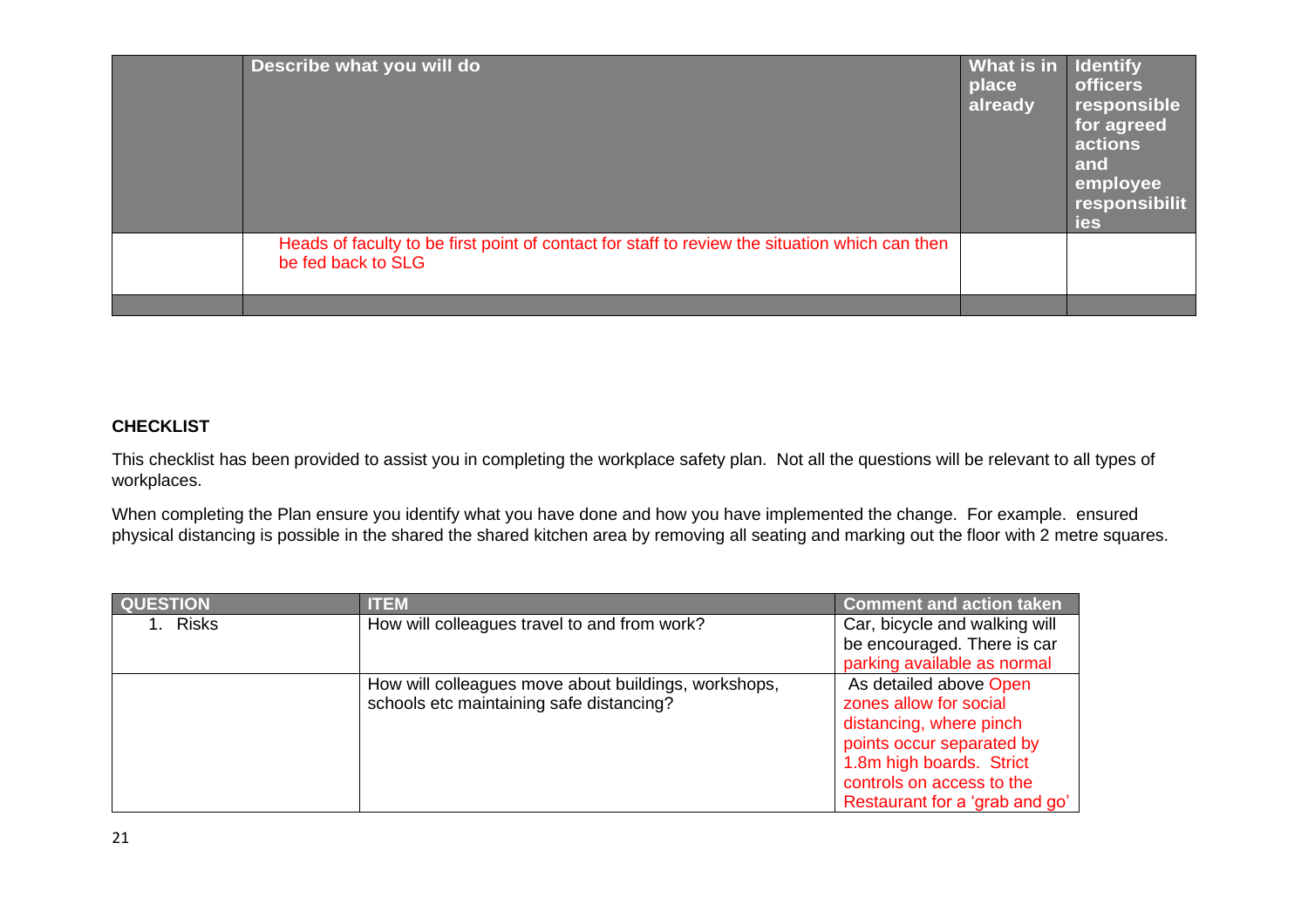| | Describe what you will do | What is in place already | Identify officers responsible for agreed actions and employee responsibilities |
|---|---|---|---|
| | Heads of faculty to be first point of contact for staff to review the situation which can then be fed back to SLG | | |
| | | | |

**CHECKLIST**

This checklist has been provided to assist you in completing the workplace safety plan. Not all the questions will be relevant to all types of workplaces.

When completing the Plan ensure you identify what you have done and how you have implemented the change. For example. ensured physical distancing is possible in the shared the shared kitchen area by removing all seating and marking out the floor with 2 metre squares.

| QUESTION | ITEM | Comment and action taken |
|---|---|---|
| 1. Risks | How will colleagues travel to and from work? | Car, bicycle and walking will be encouraged. There is car parking available as normal |
| | How will colleagues move about buildings, workshops, schools etc maintaining safe distancing? | As detailed above Open zones allow for social distancing, where pinch points occur separated by 1.8m high boards. Strict controls on access to the Restaurant for a 'grab and go' |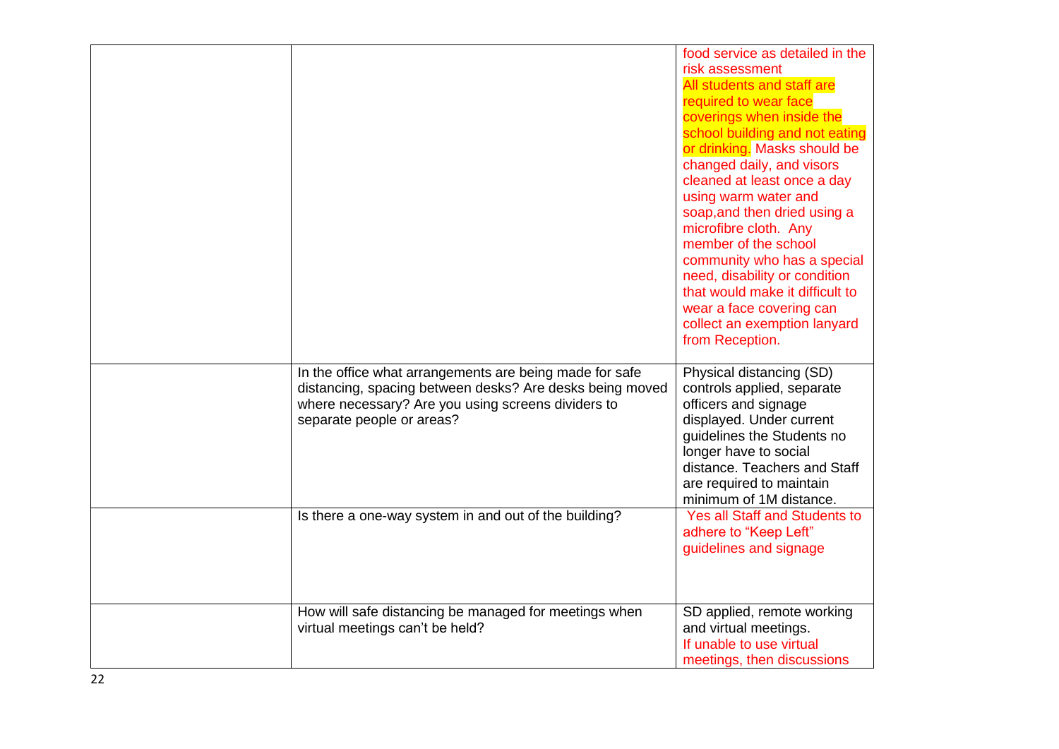| | | |
|---|---|---|
| | | food service as detailed in the risk assessment All students and staff are required to wear face coverings when inside the school building and not eating or drinking. Masks should be changed daily, and visors cleaned at least once a day using warm water and soap,and then dried using a microfibre cloth. Any member of the school community who has a special need, disability or condition that would make it difficult to wear a face covering can collect an exemption lanyard from Reception. |
| | In the office what arrangements are being made for safe distancing, spacing between desks? Are desks being moved where necessary? Are you using screens dividers to separate people or areas? | Physical distancing (SD) controls applied, separate officers and signage displayed. Under current guidelines the Students no longer have to social distance. Teachers and Staff are required to maintain minimum of 1M distance. |
| | Is there a one-way system in and out of the building? | Yes all Staff and Students to adhere to "Keep Left" guidelines and signage |
| | How will safe distancing be managed for meetings when virtual meetings can't be held? | SD applied, remote working and virtual meetings. If unable to use virtual meetings, then discussions |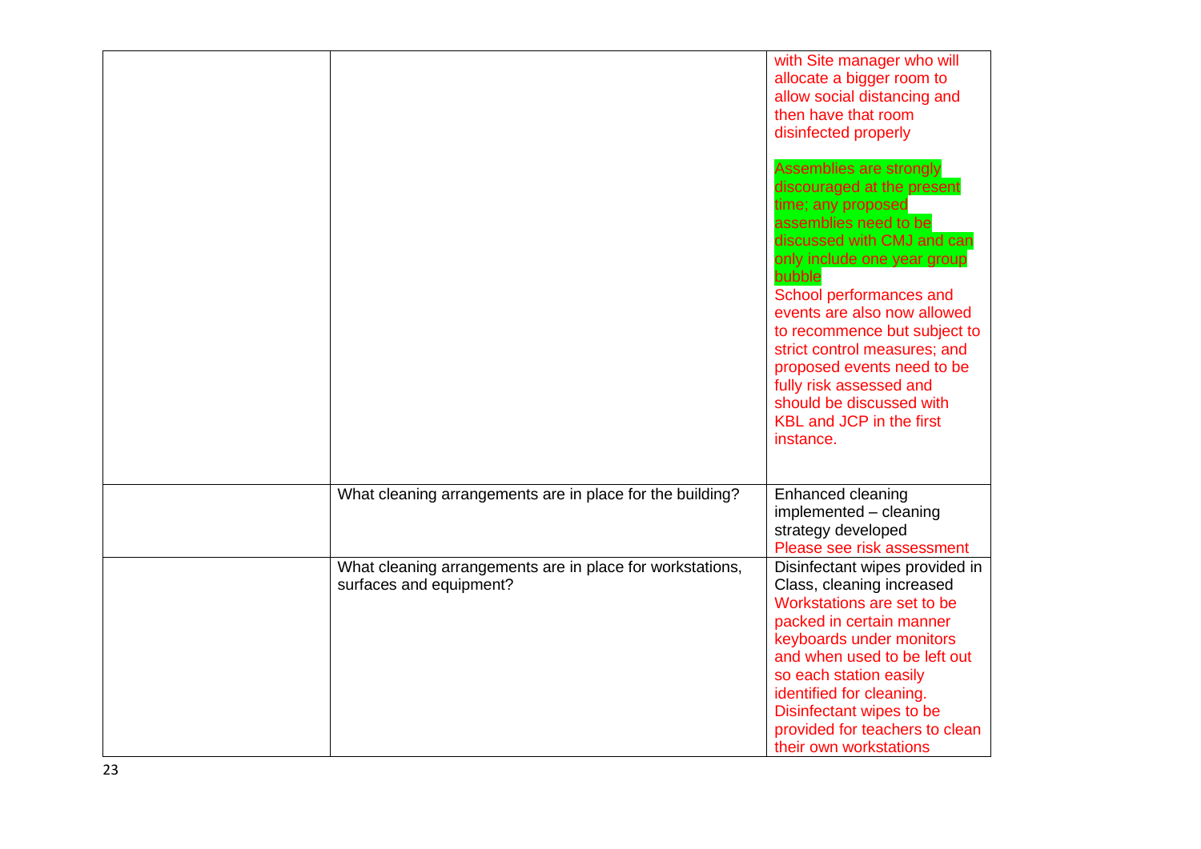| | | |
|---|---|---|
| | | with Site manager who will allocate a bigger room to allow social distancing and then have that room disinfected properly<br><br>Assemblies are strongly discouraged at the present time; any proposed assemblies need to be discussed with CMJ and can only include one year group bubble<br>School performances and events are also now allowed to recommence but subject to strict control measures; and proposed events need to be fully risk assessed and should be discussed with KBL and JCP in the first instance. |
| | What cleaning arrangements are in place for the building? | Enhanced cleaning implemented – cleaning strategy developed<br>Please see risk assessment |
| | What cleaning arrangements are in place for workstations, surfaces and equipment? | Disinfectant wipes provided in Class, cleaning increased<br>Workstations are set to be packed in certain manner keyboards under monitors and when used to be left out so each station easily identified for cleaning.<br>Disinfectant wipes to be provided for teachers to clean their own workstations |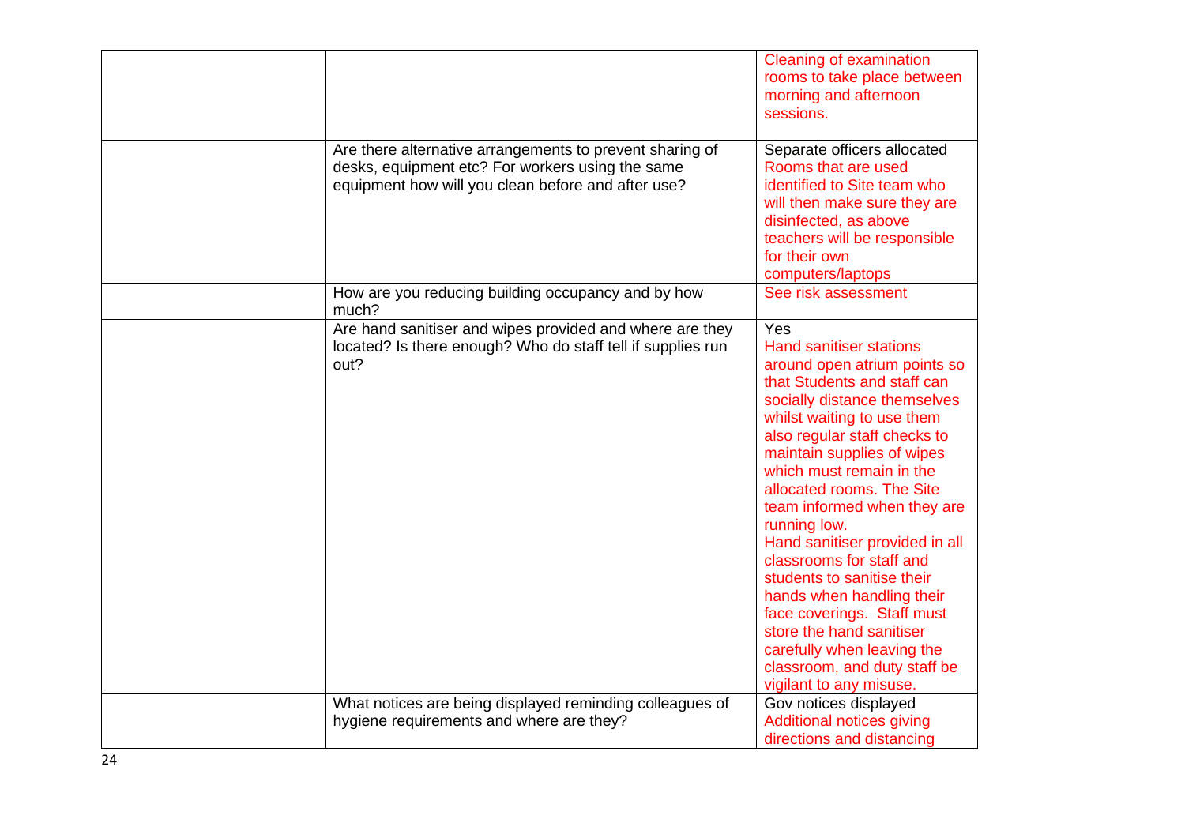| | | |
|---|---|---|
| | | Cleaning of examination rooms to take place between morning and afternoon sessions. |
| | Are there alternative arrangements to prevent sharing of desks, equipment etc? For workers using the same equipment how will you clean before and after use? | Separate officers allocated Rooms that are used identified to Site team who will then make sure they are disinfected, as above teachers will be responsible for their own computers/laptops |
| | How are you reducing building occupancy and by how much? | See risk assessment |
| | Are hand sanitiser and wipes provided and where are they located? Is there enough? Who do staff tell if supplies run out? | Yes<br>Hand sanitiser stations around open atrium points so that Students and staff can socially distance themselves whilst waiting to use them also regular staff checks to maintain supplies of wipes which must remain in the allocated rooms. The Site team informed when they are running low.<br>Hand sanitiser provided in all classrooms for staff and students to sanitise their hands when handling their face coverings. Staff must store the hand sanitiser carefully when leaving the classroom, and duty staff be vigilant to any misuse. |
| | What notices are being displayed reminding colleagues of hygiene requirements and where are they? | Gov notices displayed<br>Additional notices giving directions and distancing |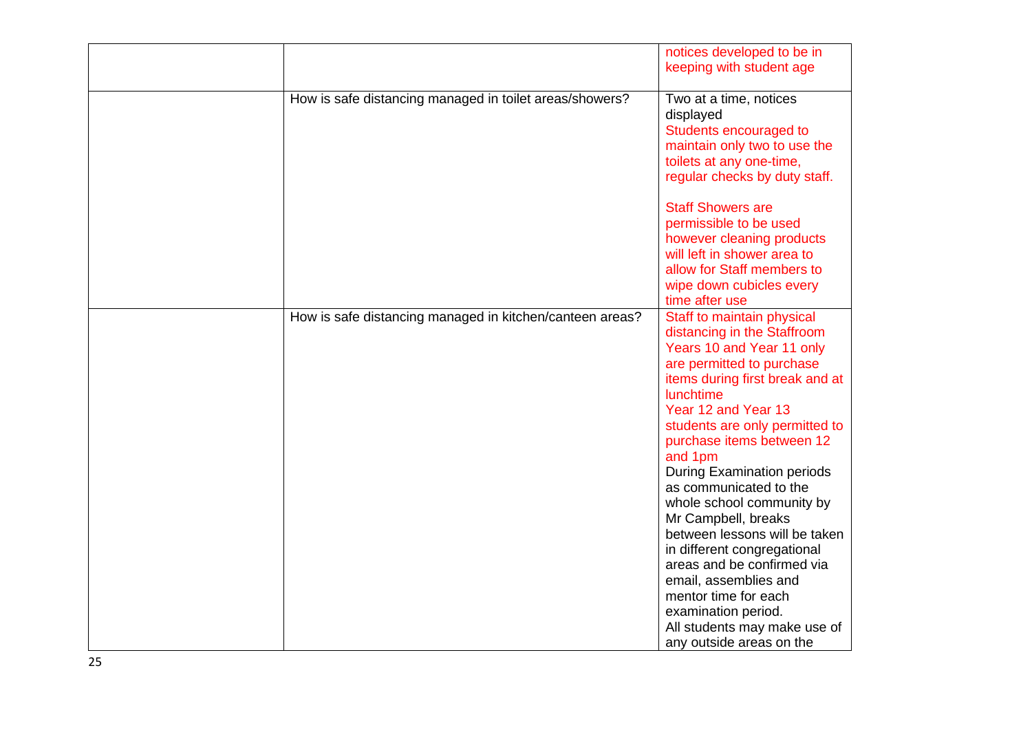| | | |
|---|---|---|
| | | notices developed to be in keeping with student age |
| | How is safe distancing managed in toilet areas/showers? | Two at a time, notices displayed<br>Students encouraged to maintain only two to use the toilets at any one-time, regular checks by duty staff.<br><br>Staff Showers are permissible to be used however cleaning products will left in shower area to allow for Staff members to wipe down cubicles every time after use |
| | How is safe distancing managed in kitchen/canteen areas? | Staff to maintain physical distancing in the Staffroom<br>Years 10 and Year 11 only are permitted to purchase items during first break and at lunchtime<br>Year 12 and Year 13 students are only permitted to purchase items between 12 and 1pm<br>During Examination periods as communicated to the whole school community by Mr Campbell, breaks between lessons will be taken in different congregational areas and be confirmed via email, assemblies and mentor time for each examination period.<br>All students may make use of any outside areas on the |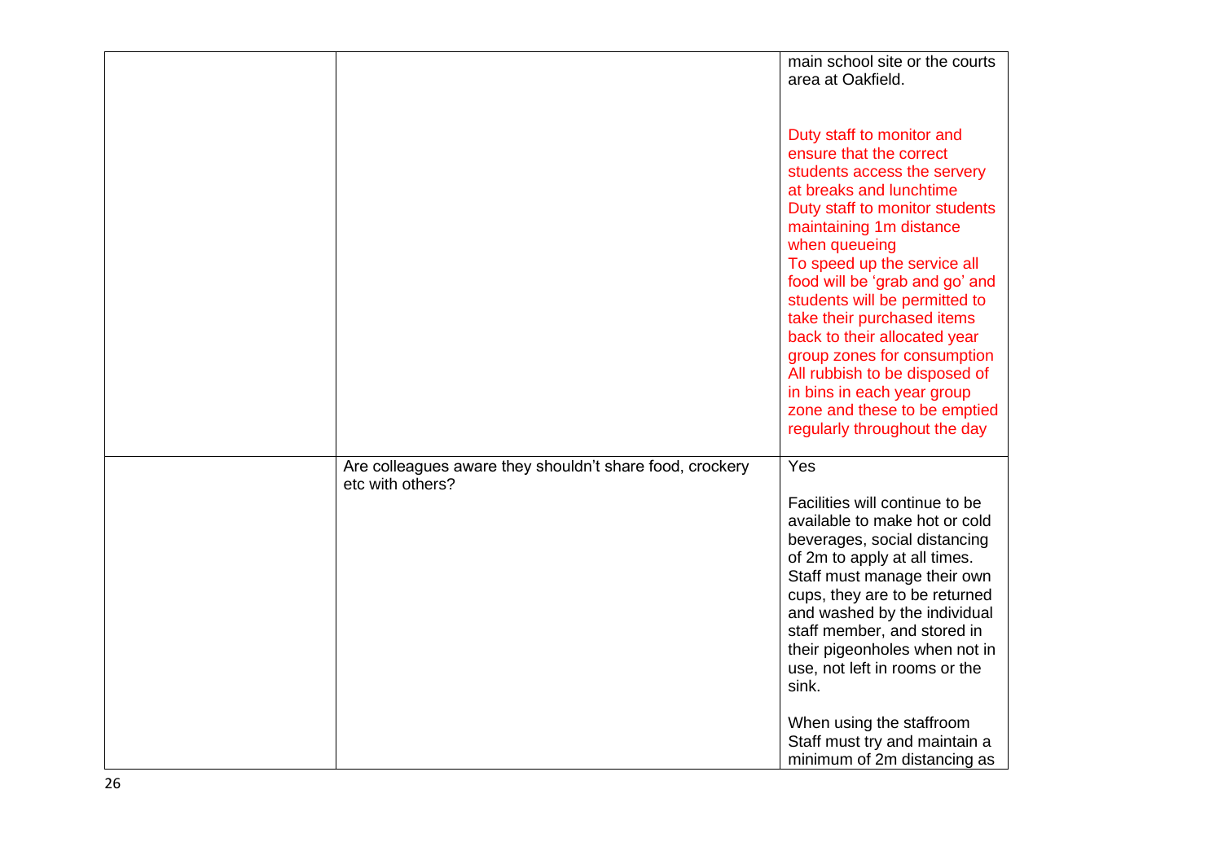| | | |
|---|---|---|
| | | main school site or the courts area at Oakfield.<br><br>Duty staff to monitor and ensure that the correct students access the servery at breaks and lunchtime<br>Duty staff to monitor students maintaining 1m distance when queueing<br>To speed up the service all food will be 'grab and go' and students will be permitted to take their purchased items back to their allocated year group zones for consumption<br>All rubbish to be disposed of in bins in each year group zone and these to be emptied regularly throughout the day |
| | Are colleagues aware they shouldn't share food, crockery etc with others? | Yes<br><br>Facilities will continue to be available to make hot or cold beverages, social distancing of 2m to apply at all times. Staff must manage their own cups, they are to be returned and washed by the individual staff member, and stored in their pigeonholes when not in use, not left in rooms or the sink.<br><br>When using the staffroom Staff must try and maintain a minimum of 2m distancing as |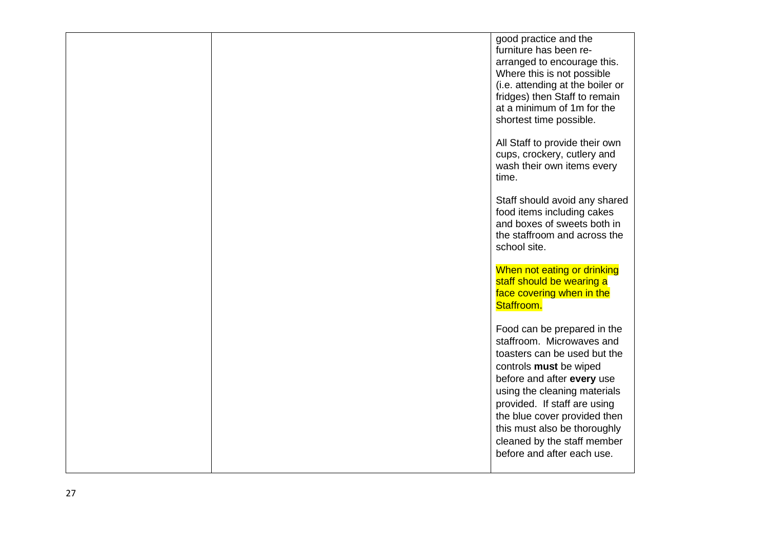| | | |
|---|---|---|
| | | good practice and the furniture has been re-arranged to encourage this. Where this is not possible (i.e. attending at the boiler or fridges) then Staff to remain at a minimum of 1m for the shortest time possible.<br><br>All Staff to provide their own cups, crockery, cutlery and wash their own items every time.<br><br>Staff should avoid any shared food items including cakes and boxes of sweets both in the staffroom and across the school site.<br><br>When not eating or drinking staff should be wearing a face covering when in the Staffroom.<br><br>Food can be prepared in the staffroom. Microwaves and toasters can be used but the controls **must** be wiped before and after **every** use using the cleaning materials provided. If staff are using the blue cover provided then this must also be thoroughly cleaned by the staff member before and after each use. |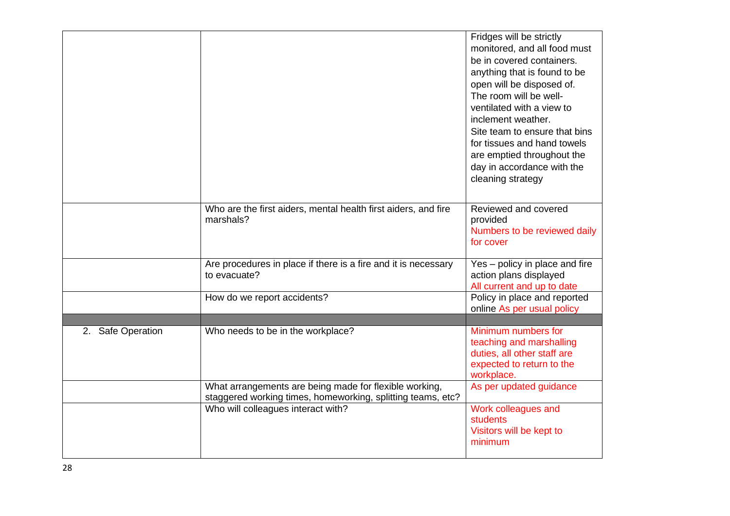| | | |
|---|---|---|
| | | Fridges will be strictly monitored, and all food must be in covered containers. anything that is found to be open will be disposed of. The room will be well-ventilated with a view to inclement weather. Site team to ensure that bins for tissues and hand towels are emptied throughout the day in accordance with the cleaning strategy |
| | Who are the first aiders, mental health first aiders, and fire marshals? | Reviewed and covered provided Numbers to be reviewed daily for cover |
| | Are procedures in place if there is a fire and it is necessary to evacuate? | Yes – policy in place and fire action plans displayed All current and up to date |
| | How do we report accidents? | Policy in place and reported online As per usual policy |
| | | |
| 2. Safe Operation | Who needs to be in the workplace? | Minimum numbers for teaching and marshalling duties, all other staff are expected to return to the workplace. |
| | What arrangements are being made for flexible working, staggered working times, homeworking, splitting teams, etc? | As per updated guidance |
| | Who will colleagues interact with? | Work colleagues and students Visitors will be kept to minimum |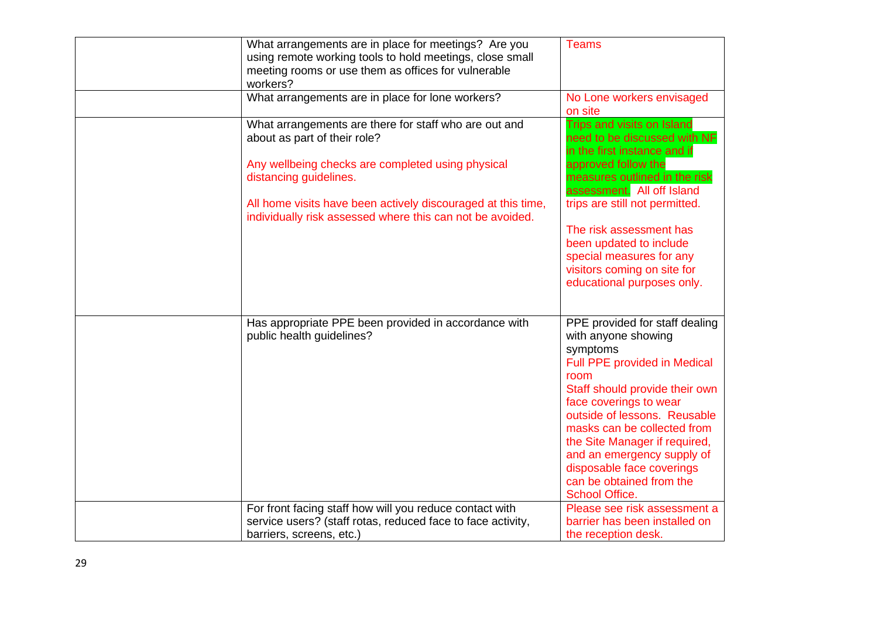| | | |
|---|---|---|
| | What arrangements are in place for meetings? Are you using remote working tools to hold meetings, close small meeting rooms or use them as offices for vulnerable workers? | Teams |
| | What arrangements are in place for lone workers? | No Lone workers envisaged on site |
| | What arrangements are there for staff who are out and about as part of their role?<br><br>Any wellbeing checks are completed using physical distancing guidelines.<br><br>All home visits have been actively discouraged at this time, individually risk assessed where this can not be avoided. | Trips and visits on Island need to be discussed with NF in the first instance and if approved follow the measures outlined in the risk assessment. All off Island trips are still not permitted.<br><br>The risk assessment has been updated to include special measures for any visitors coming on site for educational purposes only. |
| | Has appropriate PPE been provided in accordance with public health guidelines? | PPE provided for staff dealing with anyone showing symptoms<br>Full PPE provided in Medical room<br>Staff should provide their own face coverings to wear outside of lessons. Reusable masks can be collected from the Site Manager if required, and an emergency supply of disposable face coverings can be obtained from the School Office. |
| | For front facing staff how will you reduce contact with service users? (staff rotas, reduced face to face activity, barriers, screens, etc.) | Please see risk assessment a barrier has been installed on the reception desk. |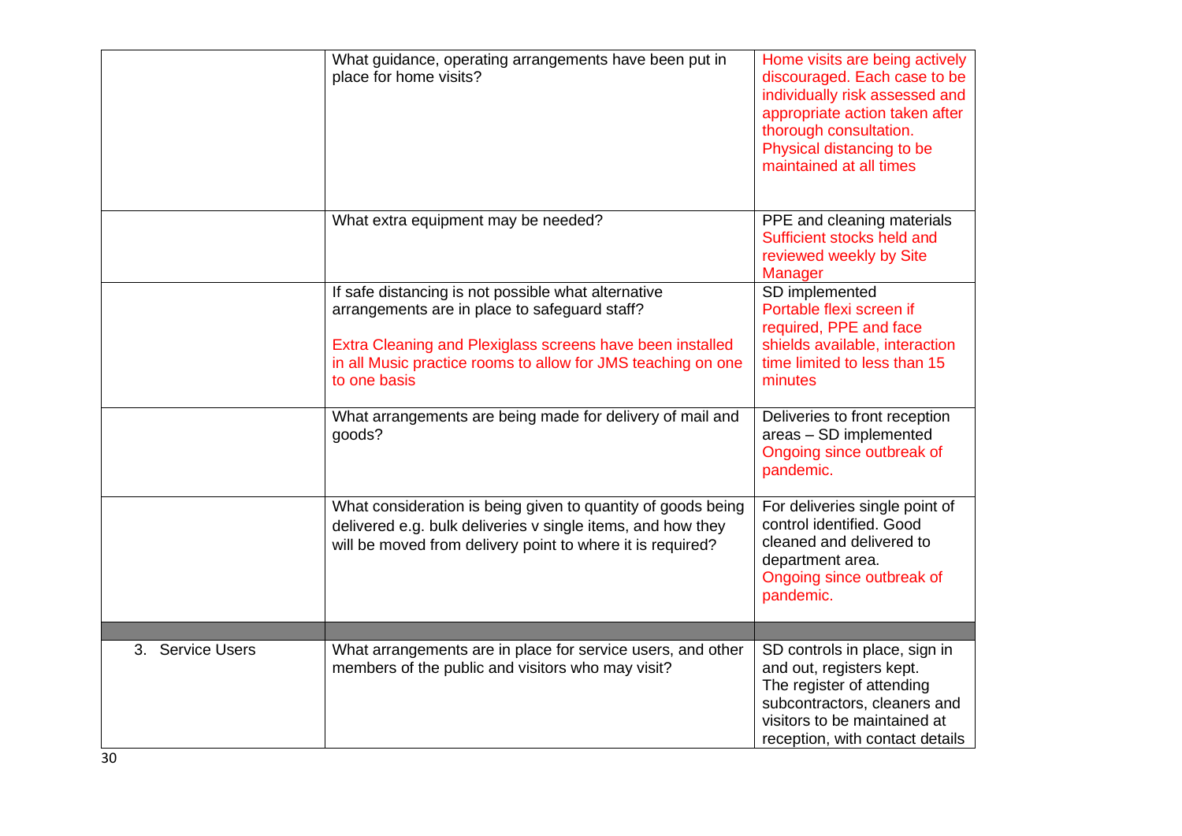| | | |
|---|---|---|
| | What guidance, operating arrangements have been put in place for home visits? | Home visits are being actively discouraged. Each case to be individually risk assessed and appropriate action taken after thorough consultation. Physical distancing to be maintained at all times |
| | What extra equipment may be needed? | PPE and cleaning materials Sufficient stocks held and reviewed weekly by Site Manager |
| | If safe distancing is not possible what alternative arrangements are in place to safeguard staff?<br><br>Extra Cleaning and Plexiglass screens have been installed in all Music practice rooms to allow for JMS teaching on one to one basis | SD implemented Portable flexi screen if required, PPE and face shields available, interaction time limited to less than 15 minutes |
| | What arrangements are being made for delivery of mail and goods? | Deliveries to front reception areas – SD implemented Ongoing since outbreak of pandemic. |
| | What consideration is being given to quantity of goods being delivered e.g. bulk deliveries v single items, and how they will be moved from delivery point to where it is required? | For deliveries single point of control identified. Good cleaned and delivered to department area. Ongoing since outbreak of pandemic. |
| | | |
| 3. Service Users | What arrangements are in place for service users, and other members of the public and visitors who may visit? | SD controls in place, sign in and out, registers kept. The register of attending subcontractors, cleaners and visitors to be maintained at reception, with contact details |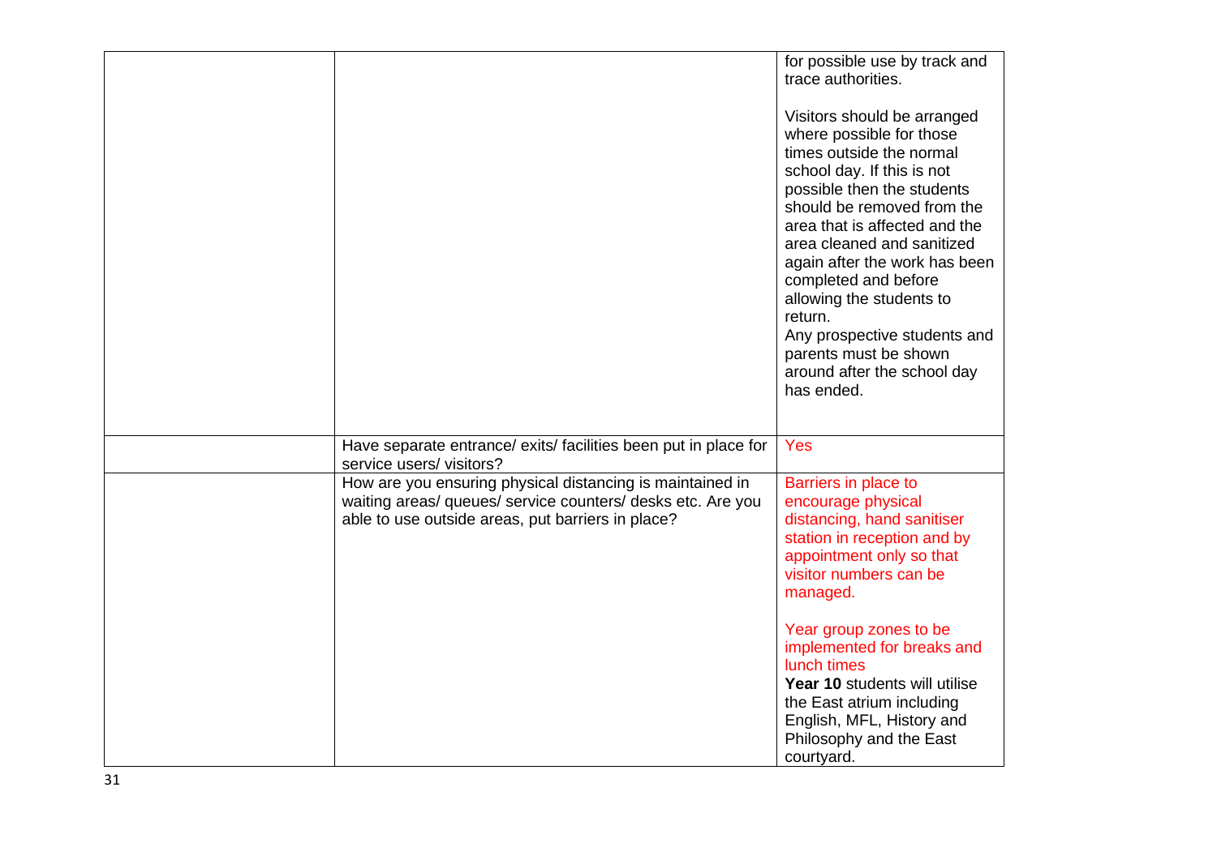| | | |
|---|---|---|
| | | for possible use by track and trace authorities.<br><br>Visitors should be arranged where possible for those times outside the normal school day. If this is not possible then the students should be removed from the area that is affected and the area cleaned and sanitized again after the work has been completed and before allowing the students to return.<br>Any prospective students and parents must be shown around after the school day has ended. |
| | Have separate entrance/ exits/ facilities been put in place for service users/ visitors? | Yes |
| | How are you ensuring physical distancing is maintained in waiting areas/ queues/ service counters/ desks etc. Are you able to use outside areas, put barriers in place? | Barriers in place to encourage physical distancing, hand sanitiser station in reception and by appointment only so that visitor numbers can be managed.<br><br>Year group zones to be implemented for breaks and lunch times<br>**Year 10** students will utilise the East atrium including English, MFL, History and Philosophy and the East courtyard. |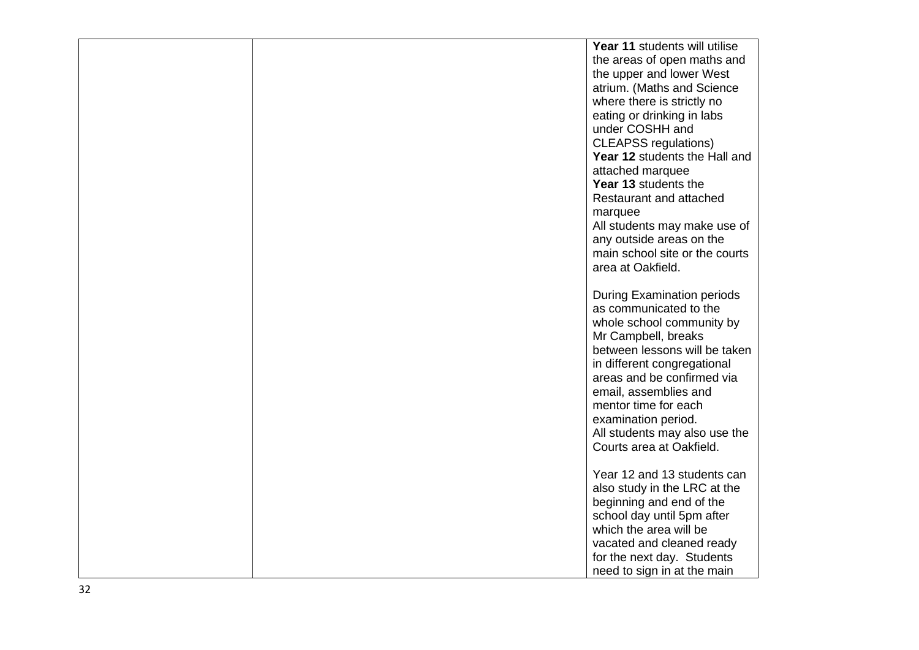| | | |
|---|---|---|
| | | **Year 11** students will utilise the areas of open maths and the upper and lower West atrium. (Maths and Science where there is strictly no eating or drinking in labs under COSHH and CLEAPSS regulations)<br>**Year 12** students the Hall and attached marquee<br>**Year 13** students the Restaurant and attached marquee<br>All students may make use of any outside areas on the main school site or the courts area at Oakfield.<br><br>During Examination periods as communicated to the whole school community by Mr Campbell, breaks between lessons will be taken in different congregational areas and be confirmed via email, assemblies and mentor time for each examination period.<br>All students may also use the Courts area at Oakfield.<br><br>Year 12 and 13 students can also study in the LRC at the beginning and end of the school day until 5pm after which the area will be vacated and cleaned ready for the next day. Students need to sign in at the main |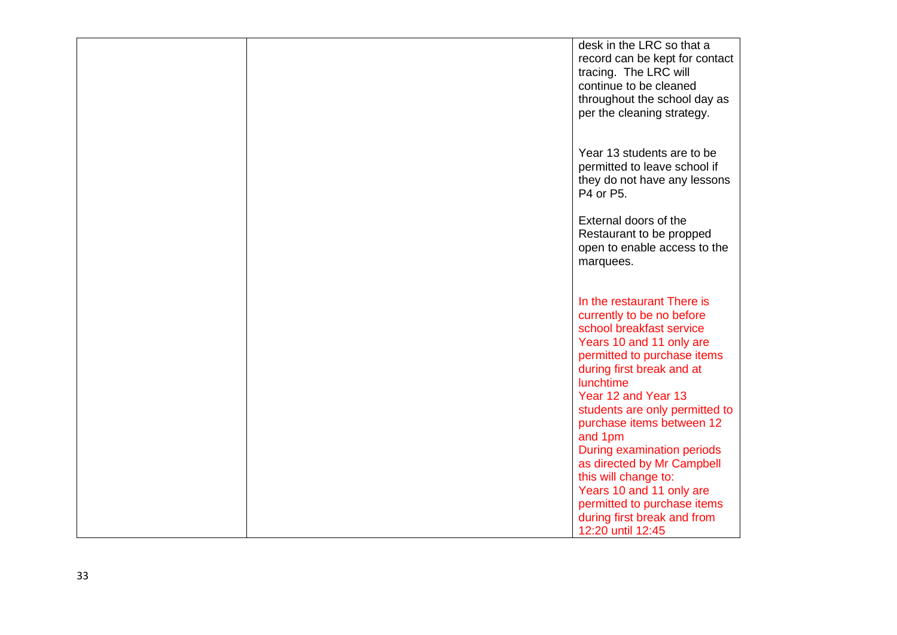| | | |
|---|---|---|
| | | desk in the LRC so that a record can be kept for contact tracing. The LRC will continue to be cleaned throughout the school day as per the cleaning strategy.<br><br>Year 13 students are to be permitted to leave school if they do not have any lessons P4 or P5.<br><br>External doors of the Restaurant to be propped open to enable access to the marquees.<br><br>In the restaurant There is currently to be no before school breakfast service<br>Years 10 and 11 only are permitted to purchase items during first break and at lunchtime<br>Year 12 and Year 13 students are only permitted to purchase items between 12 and 1pm<br>During examination periods as directed by Mr Campbell this will change to:<br>Years 10 and 11 only are permitted to purchase items during first break and from 12:20 until 12:45 |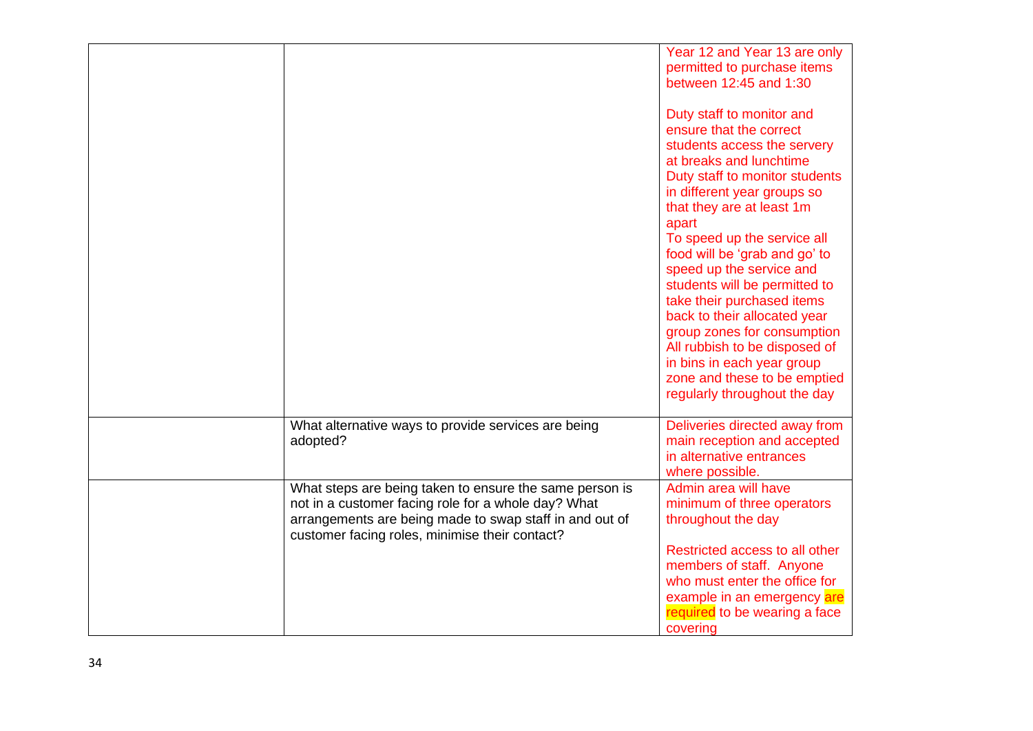| | | |
|---|---|---|
| | | Year 12 and Year 13 are only permitted to purchase items between 12:45 and 1:30<br><br>Duty staff to monitor and ensure that the correct students access the servery at breaks and lunchtime<br>Duty staff to monitor students in different year groups so that they are at least 1m apart<br>To speed up the service all food will be 'grab and go' to speed up the service and students will be permitted to take their purchased items back to their allocated year group zones for consumption<br>All rubbish to be disposed of in bins in each year group zone and these to be emptied regularly throughout the day |
| | What alternative ways to provide services are being adopted? | Deliveries directed away from main reception and accepted in alternative entrances where possible. |
| | What steps are being taken to ensure the same person is not in a customer facing role for a whole day? What arrangements are being made to swap staff in and out of customer facing roles, minimise their contact? | Admin area will have minimum of three operators throughout the day<br><br>Restricted access to all other members of staff. Anyone who must enter the office for example in an emergency are required to be wearing a face covering |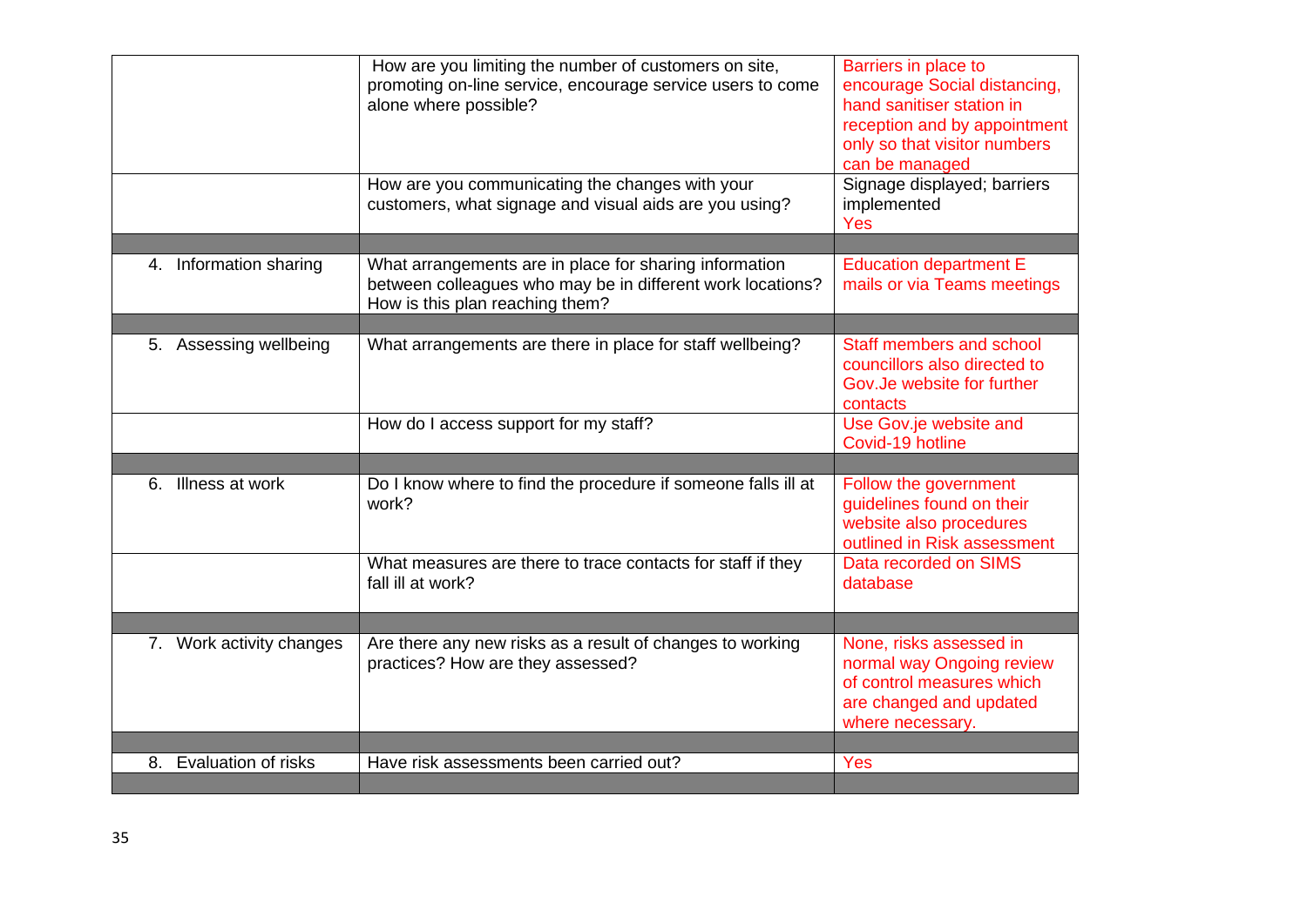| | | |
|---|---|---|
| | How are you limiting the number of customers on site, promoting on-line service, encourage service users to come alone where possible? | Barriers in place to encourage Social distancing, hand sanitiser station in reception and by appointment only so that visitor numbers can be managed |
| | How are you communicating the changes with your customers, what signage and visual aids are you using? | Signage displayed; barriers implemented<br>Yes |
| | | |
| 4. Information sharing | What arrangements are in place for sharing information between colleagues who may be in different work locations? How is this plan reaching them? | Education department E mails or via Teams meetings |
| | | |
| 5. Assessing wellbeing | What arrangements are there in place for staff wellbeing? | Staff members and school councillors also directed to Gov.Je website for further contacts |
| | How do I access support for my staff? | Use Gov.je website and Covid-19 hotline |
| | | |
| 6. Illness at work | Do I know where to find the procedure if someone falls ill at work? | Follow the government guidelines found on their website also procedures outlined in Risk assessment |
| | What measures are there to trace contacts for staff if they fall ill at work? | Data recorded on SIMS database |
| | | |
| 7. Work activity changes | Are there any new risks as a result of changes to working practices? How are they assessed? | None, risks assessed in normal way Ongoing review of control measures which are changed and updated where necessary. |
| | | |
| 8. Evaluation of risks | Have risk assessments been carried out? | Yes |
| | | |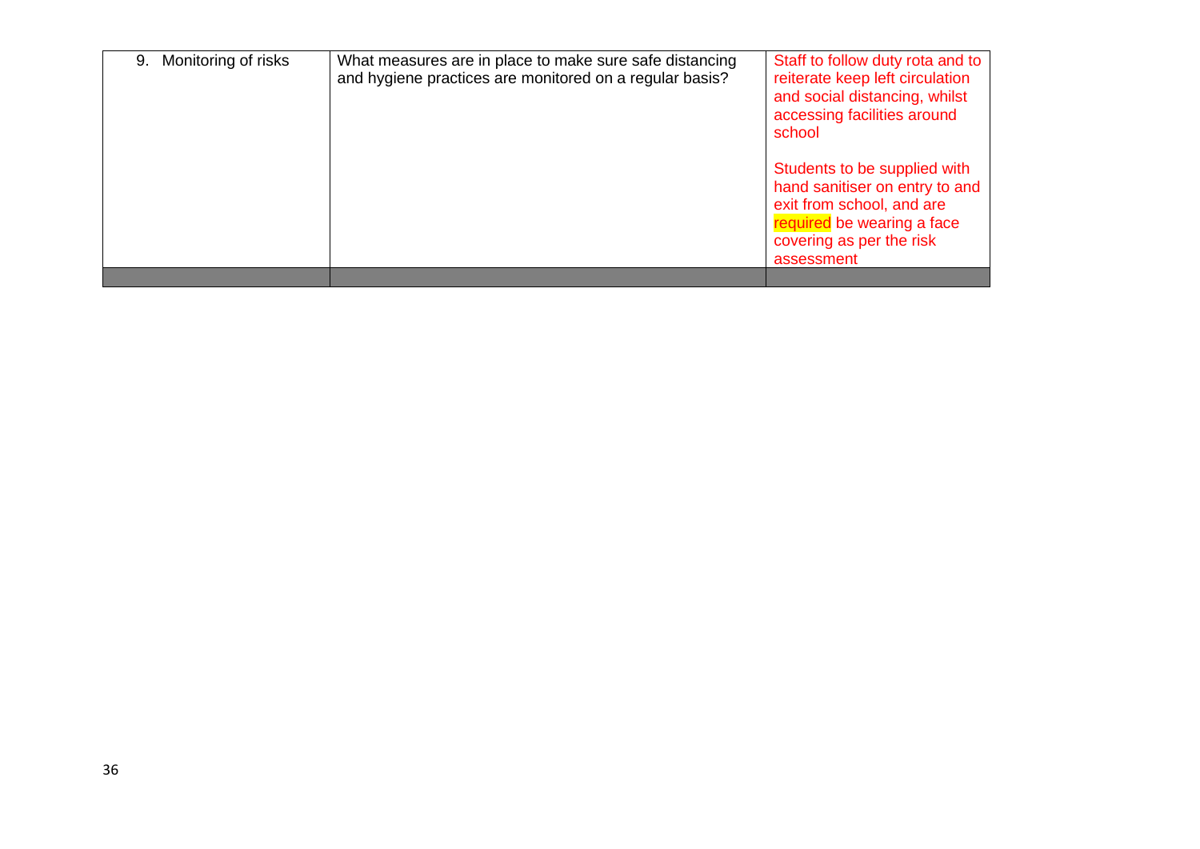| | | |
|---|---|---|
| 9. Monitoring of risks | What measures are in place to make sure safe distancing and hygiene practices are monitored on a regular basis? | Staff to follow duty rota and to reiterate keep left circulation and social distancing, whilst accessing facilities around school<br><br>Students to be supplied with hand sanitiser on entry to and exit from school, and are required be wearing a face covering as per the risk assessment |
| | | |